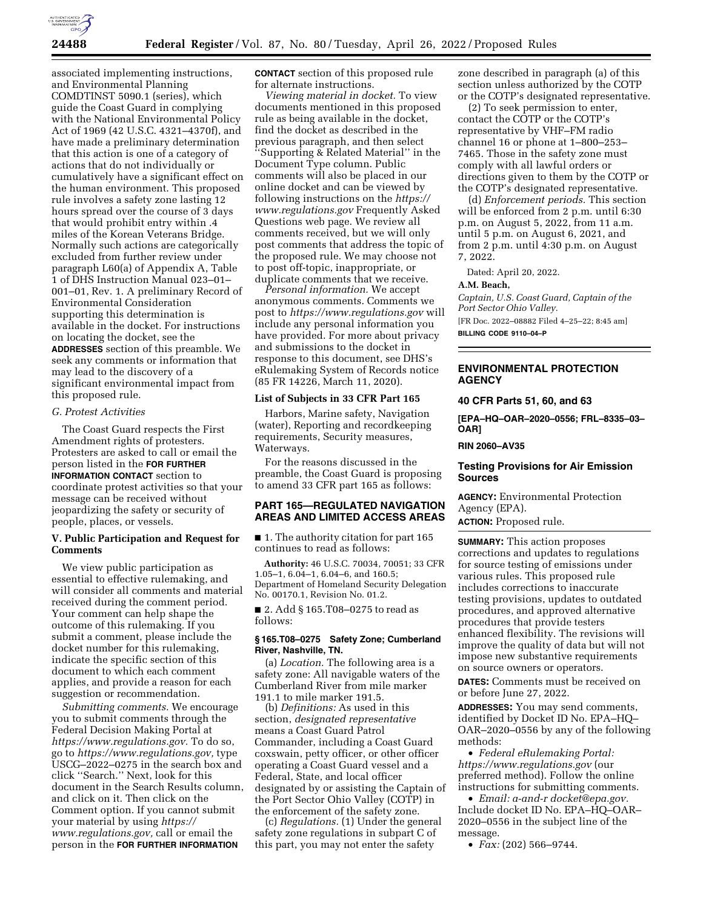associated implementing instructions, and Environmental Planning COMDTINST 5090.1 (series), which guide the Coast Guard in complying with the National Environmental Policy Act of 1969 (42 U.S.C. 4321–4370f), and have made a preliminary determination that this action is one of a category of actions that do not individually or cumulatively have a significant effect on the human environment. This proposed rule involves a safety zone lasting 12 hours spread over the course of 3 days that would prohibit entry within .4 miles of the Korean Veterans Bridge. Normally such actions are categorically excluded from further review under paragraph L60(a) of Appendix A, Table 1 of DHS Instruction Manual 023–01–001–01, Rev. 1. A preliminary Record of Environmental Consideration supporting this determination is available in the docket. For instructions on locating the docket, see the **ADDRESSES** section of this preamble. We seek any comments or information that may lead to the discovery of a significant environmental impact from this proposed rule.

*G. Protest Activities*

The Coast Guard respects the First Amendment rights of protesters. Protesters are asked to call or email the person listed in the **FOR FURTHER INFORMATION CONTACT** section to coordinate protest activities so that your message can be received without jeopardizing the safety or security of people, places, or vessels.

**V. Public Participation and Request for Comments**

We view public participation as essential to effective rulemaking, and will consider all comments and material received during the comment period. Your comment can help shape the outcome of this rulemaking. If you submit a comment, please include the docket number for this rulemaking, indicate the specific section of this document to which each comment applies, and provide a reason for each suggestion or recommendation.

*Submitting comments.* We encourage you to submit comments through the Federal Decision Making Portal at *https://www.regulations.gov.* To do so, go to *https://www.regulations.gov,* type USCG–2022–0275 in the search box and click ''Search.'' Next, look for this document in the Search Results column, and click on it. Then click on the Comment option. If you cannot submit your material by using *https://www.regulations.gov,* call or email the person in the **FOR FURTHER INFORMATION CONTACT** section of this proposed rule for alternate instructions.

*Viewing material in docket.* To view documents mentioned in this proposed rule as being available in the docket, find the docket as described in the previous paragraph, and then select ''Supporting & Related Material'' in the Document Type column. Public comments will also be placed in our online docket and can be viewed by following instructions on the *https://www.regulations.gov* Frequently Asked Questions web page. We review all comments received, but we will only post comments that address the topic of the proposed rule. We may choose not to post off-topic, inappropriate, or duplicate comments that we receive.

*Personal information.* We accept anonymous comments. Comments we post to *https://www.regulations.gov* will include any personal information you have provided. For more about privacy and submissions to the docket in response to this document, see DHS's eRulemaking System of Records notice (85 FR 14226, March 11, 2020).

**List of Subjects in 33 CFR Part 165**

Harbors, Marine safety, Navigation (water), Reporting and recordkeeping requirements, Security measures, Waterways.

For the reasons discussed in the preamble, the Coast Guard is proposing to amend 33 CFR part 165 as follows:

**PART 165—REGULATED NAVIGATION AREAS AND LIMITED ACCESS AREAS**

■ 1. The authority citation for part 165 continues to read as follows:

**Authority:** 46 U.S.C. 70034, 70051; 33 CFR 1.05–1, 6.04–1, 6.04–6, and 160.5; Department of Homeland Security Delegation No. 00170.1, Revision No. 01.2.

■ 2. Add § 165.T08–0275 to read as follows:

**§ 165.T08–0275 Safety Zone; Cumberland River, Nashville, TN.**

(a) *Location.* The following area is a safety zone: All navigable waters of the Cumberland River from mile marker 191.1 to mile marker 191.5.

(b) *Definitions:* As used in this section, *designated representative* means a Coast Guard Patrol Commander, including a Coast Guard coxswain, petty officer, or other officer operating a Coast Guard vessel and a Federal, State, and local officer designated by or assisting the Captain of the Port Sector Ohio Valley (COTP) in the enforcement of the safety zone.

(c) *Regulations.* (1) Under the general safety zone regulations in subpart C of this part, you may not enter the safety zone described in paragraph (a) of this section unless authorized by the COTP or the COTP's designated representative.

(2) To seek permission to enter, contact the COTP or the COTP's representative by VHF–FM radio channel 16 or phone at 1–800–253–7465. Those in the safety zone must comply with all lawful orders or directions given to them by the COTP or the COTP's designated representative.

(d) *Enforcement periods.* This section will be enforced from 2 p.m. until 6:30 p.m. on August 5, 2022, from 11 a.m. until 5 p.m. on August 6, 2021, and from 2 p.m. until 4:30 p.m. on August 7, 2022.

Dated: April 20, 2022.

**A.M. Beach,**

*Captain, U.S. Coast Guard, Captain of the Port Sector Ohio Valley.*

[FR Doc. 2022–08882 Filed 4–25–22; 8:45 am]

**BILLING CODE 9110–04–P**

---

**ENVIRONMENTAL PROTECTION AGENCY**

**40 CFR Parts 51, 60, and 63**

**[EPA–HQ–OAR–2020–0556; FRL–8335–03–OAR]**

**RIN 2060–AV35**

**Testing Provisions for Air Emission Sources**

**AGENCY:** Environmental Protection Agency (EPA).

**ACTION:** Proposed rule.

**SUMMARY:** This action proposes corrections and updates to regulations for source testing of emissions under various rules. This proposed rule includes corrections to inaccurate testing provisions, updates to outdated procedures, and approved alternative procedures that provide testers enhanced flexibility. The revisions will improve the quality of data but will not impose new substantive requirements on source owners or operators.

**DATES:** Comments must be received on or before June 27, 2022.

**ADDRESSES:** You may send comments, identified by Docket ID No. EPA–HQ–OAR–2020–0556 by any of the following methods:

- *Federal eRulemaking Portal: https://www.regulations.gov* (our preferred method). Follow the online instructions for submitting comments.
- *Email: a-and-r docket@epa.gov.* Include docket ID No. EPA–HQ–OAR–2020–0556 in the subject line of the message.
- *Fax:* (202) 566–9744.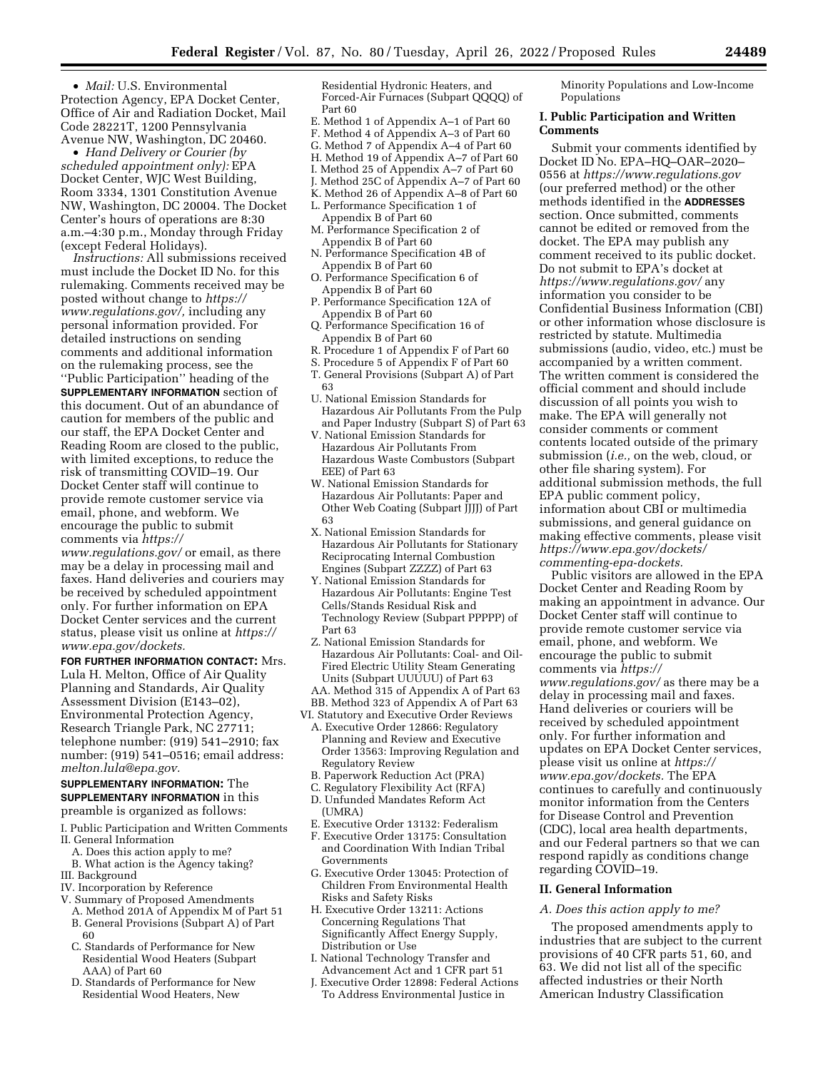• *Mail:* U.S. Environmental Protection Agency, EPA Docket Center, Office of Air and Radiation Docket, Mail Code 28221T, 1200 Pennsylvania Avenue NW, Washington, DC 20460.

• *Hand Delivery or Courier (by scheduled appointment only):* EPA Docket Center, WJC West Building, Room 3334, 1301 Constitution Avenue NW, Washington, DC 20004. The Docket Center's hours of operations are 8:30 a.m.–4:30 p.m., Monday through Friday (except Federal Holidays).

*Instructions:* All submissions received must include the Docket ID No. for this rulemaking. Comments received may be posted without change to *https://www.regulations.gov/,* including any personal information provided. For detailed instructions on sending comments and additional information on the rulemaking process, see the ''Public Participation'' heading of the **SUPPLEMENTARY INFORMATION** section of this document. Out of an abundance of caution for members of the public and our staff, the EPA Docket Center and Reading Room are closed to the public, with limited exceptions, to reduce the risk of transmitting COVID–19. Our Docket Center staff will continue to provide remote customer service via email, phone, and webform. We encourage the public to submit comments via *https://www.regulations.gov/* or email, as there may be a delay in processing mail and faxes. Hand deliveries and couriers may be received by scheduled appointment only. For further information on EPA Docket Center services and the current status, please visit us online at *https://www.epa.gov/dockets.*

**FOR FURTHER INFORMATION CONTACT:** Mrs. Lula H. Melton, Office of Air Quality Planning and Standards, Air Quality Assessment Division (E143–02), Environmental Protection Agency, Research Triangle Park, NC 27711; telephone number: (919) 541–2910; fax number: (919) 541–0516; email address: *melton.lula@epa.gov.*

**SUPPLEMENTARY INFORMATION:** The **SUPPLEMENTARY INFORMATION** in this preamble is organized as follows:

I. Public Participation and Written Comments
II. General Information
  A. Does this action apply to me?
  B. What action is the Agency taking?
III. Background
IV. Incorporation by Reference
V. Summary of Proposed Amendments
  A. Method 201A of Appendix M of Part 51
  B. General Provisions (Subpart A) of Part 60
  C. Standards of Performance for New Residential Wood Heaters (Subpart AAA) of Part 60
  D. Standards of Performance for New Residential Wood Heaters, New Residential Hydronic Heaters, and Forced-Air Furnaces (Subpart QQQQ) of Part 60
  E. Method 1 of Appendix A–1 of Part 60
  F. Method 4 of Appendix A–3 of Part 60
  G. Method 7 of Appendix A–4 of Part 60
  H. Method 19 of Appendix A–7 of Part 60
  I. Method 25 of Appendix A–7 of Part 60
  J. Method 25C of Appendix A–7 of Part 60
  K. Method 26 of Appendix A–8 of Part 60
  L. Performance Specification 1 of Appendix B of Part 60
  M. Performance Specification 2 of Appendix B of Part 60
  N. Performance Specification 4B of Appendix B of Part 60
  O. Performance Specification 6 of Appendix B of Part 60
  P. Performance Specification 12A of Appendix B of Part 60
  Q. Performance Specification 16 of Appendix B of Part 60
  R. Procedure 1 of Appendix F of Part 60
  S. Procedure 5 of Appendix F of Part 60
  T. General Provisions (Subpart A) of Part 63
  U. National Emission Standards for Hazardous Air Pollutants From the Pulp and Paper Industry (Subpart S) of Part 63
  V. National Emission Standards for Hazardous Air Pollutants From Hazardous Waste Combustors (Subpart EEE) of Part 63
  W. National Emission Standards for Hazardous Air Pollutants: Paper and Other Web Coating (Subpart JJJJ) of Part 63
  X. National Emission Standards for Hazardous Air Pollutants for Stationary Reciprocating Internal Combustion Engines (Subpart ZZZZ) of Part 63
  Y. National Emission Standards for Hazardous Air Pollutants: Engine Test Cells/Stands Residual Risk and Technology Review (Subpart PPPPP) of Part 63
  Z. National Emission Standards for Hazardous Air Pollutants: Coal- and Oil-Fired Electric Utility Steam Generating Units (Subpart UUUUU) of Part 63
  AA. Method 315 of Appendix A of Part 63
  BB. Method 323 of Appendix A of Part 63
VI. Statutory and Executive Order Reviews
  A. Executive Order 12866: Regulatory Planning and Review and Executive Order 13563: Improving Regulation and Regulatory Review
  B. Paperwork Reduction Act (PRA)
  C. Regulatory Flexibility Act (RFA)
  D. Unfunded Mandates Reform Act (UMRA)
  E. Executive Order 13132: Federalism
  F. Executive Order 13175: Consultation and Coordination With Indian Tribal Governments
  G. Executive Order 13045: Protection of Children From Environmental Health Risks and Safety Risks
  H. Executive Order 13211: Actions Concerning Regulations That Significantly Affect Energy Supply, Distribution or Use
  I. National Technology Transfer and Advancement Act and 1 CFR part 51
  J. Executive Order 12898: Federal Actions To Address Environmental Justice in Minority Populations and Low-Income Populations

## I. Public Participation and Written Comments

Submit your comments identified by Docket ID No. EPA–HQ–OAR–2020–0556 at *https://www.regulations.gov* (our preferred method) or the other methods identified in the **ADDRESSES** section. Once submitted, comments cannot be edited or removed from the docket. The EPA may publish any comment received to its public docket. Do not submit to EPA's docket at *https://www.regulations.gov/* any information you consider to be Confidential Business Information (CBI) or other information whose disclosure is restricted by statute. Multimedia submissions (audio, video, etc.) must be accompanied by a written comment. The written comment is considered the official comment and should include discussion of all points you wish to make. The EPA will generally not consider comments or comment contents located outside of the primary submission (*i.e.,* on the web, cloud, or other file sharing system). For additional submission methods, the full EPA public comment policy, information about CBI or multimedia submissions, and general guidance on making effective comments, please visit *https://www.epa.gov/dockets/commenting-epa-dockets.*

Public visitors are allowed in the EPA Docket Center and Reading Room by making an appointment in advance. Our Docket Center staff will continue to provide remote customer service via email, phone, and webform. We encourage the public to submit comments via *https://www.regulations.gov/* as there may be a delay in processing mail and faxes. Hand deliveries or couriers will be received by scheduled appointment only. For further information and updates on EPA Docket Center services, please visit us online at *https://www.epa.gov/dockets.* The EPA continues to carefully and continuously monitor information from the Centers for Disease Control and Prevention (CDC), local area health departments, and our Federal partners so that we can respond rapidly as conditions change regarding COVID–19.

## II. General Information

### *A. Does this action apply to me?*

The proposed amendments apply to industries that are subject to the current provisions of 40 CFR parts 51, 60, and 63. We did not list all of the specific affected industries or their North American Industry Classification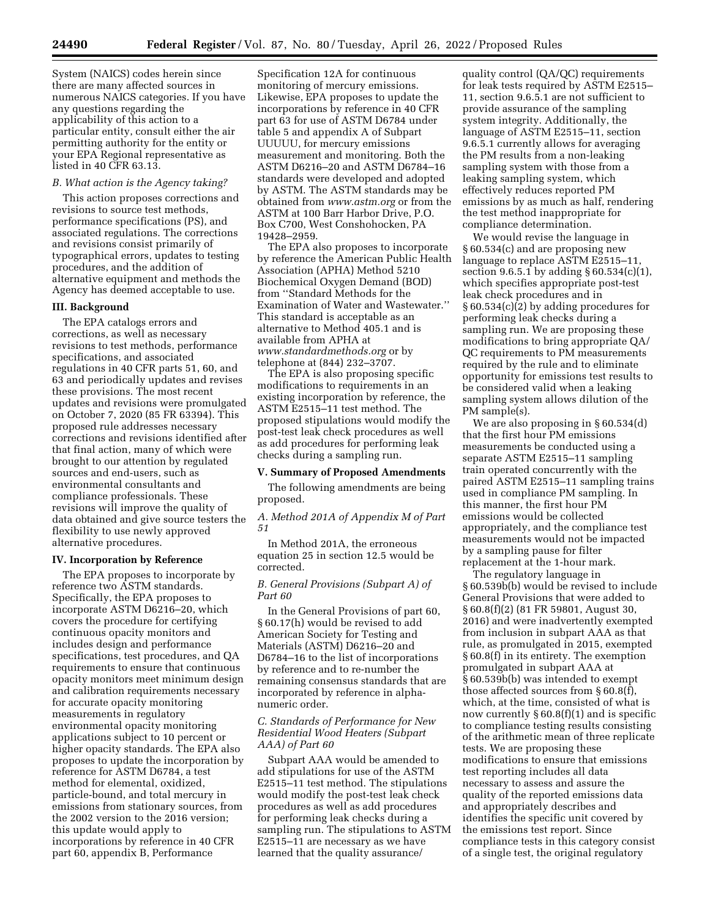System (NAICS) codes herein since there are many affected sources in numerous NAICS categories. If you have any questions regarding the applicability of this action to a particular entity, consult either the air permitting authority for the entity or your EPA Regional representative as listed in 40 CFR 63.13.

*B. What action is the Agency taking?*

This action proposes corrections and revisions to source test methods, performance specifications (PS), and associated regulations. The corrections and revisions consist primarily of typographical errors, updates to testing procedures, and the addition of alternative equipment and methods the Agency has deemed acceptable to use.

## III. Background

The EPA catalogs errors and corrections, as well as necessary revisions to test methods, performance specifications, and associated regulations in 40 CFR parts 51, 60, and 63 and periodically updates and revises these provisions. The most recent updates and revisions were promulgated on October 7, 2020 (85 FR 63394). This proposed rule addresses necessary corrections and revisions identified after that final action, many of which were brought to our attention by regulated sources and end-users, such as environmental consultants and compliance professionals. These revisions will improve the quality of data obtained and give source testers the flexibility to use newly approved alternative procedures.

## IV. Incorporation by Reference

The EPA proposes to incorporate by reference two ASTM standards. Specifically, the EPA proposes to incorporate ASTM D6216–20, which covers the procedure for certifying continuous opacity monitors and includes design and performance specifications, test procedures, and QA requirements to ensure that continuous opacity monitors meet minimum design and calibration requirements necessary for accurate opacity monitoring measurements in regulatory environmental opacity monitoring applications subject to 10 percent or higher opacity standards. The EPA also proposes to update the incorporation by reference for ASTM D6784, a test method for elemental, oxidized, particle-bound, and total mercury in emissions from stationary sources, from the 2002 version to the 2016 version; this update would apply to incorporations by reference in 40 CFR part 60, appendix B, Performance Specification 12A for continuous monitoring of mercury emissions. Likewise, EPA proposes to update the incorporations by reference in 40 CFR part 63 for use of ASTM D6784 under table 5 and appendix A of Subpart UUUUU, for mercury emissions measurement and monitoring. Both the ASTM D6216–20 and ASTM D6784–16 standards were developed and adopted by ASTM. The ASTM standards may be obtained from *www.astm.org* or from the ASTM at 100 Barr Harbor Drive, P.O. Box C700, West Conshohocken, PA 19428–2959.

The EPA also proposes to incorporate by reference the American Public Health Association (APHA) Method 5210 Biochemical Oxygen Demand (BOD) from ''Standard Methods for the Examination of Water and Wastewater.'' This standard is acceptable as an alternative to Method 405.1 and is available from APHA at *www.standardmethods.org* or by telephone at (844) 232–3707.

The EPA is also proposing specific modifications to requirements in an existing incorporation by reference, the ASTM E2515–11 test method. The proposed stipulations would modify the post-test leak check procedures as well as add procedures for performing leak checks during a sampling run.

## V. Summary of Proposed Amendments

The following amendments are being proposed.

*A. Method 201A of Appendix M of Part 51*

In Method 201A, the erroneous equation 25 in section 12.5 would be corrected.

*B. General Provisions (Subpart A) of Part 60*

In the General Provisions of part 60, § 60.17(h) would be revised to add American Society for Testing and Materials (ASTM) D6216–20 and D6784–16 to the list of incorporations by reference and to re-number the remaining consensus standards that are incorporated by reference in alpha-numeric order.

*C. Standards of Performance for New Residential Wood Heaters (Subpart AAA) of Part 60*

Subpart AAA would be amended to add stipulations for use of the ASTM E2515–11 test method. The stipulations would modify the post-test leak check procedures as well as add procedures for performing leak checks during a sampling run. The stipulations to ASTM E2515–11 are necessary as we have learned that the quality assurance/quality control (QA/QC) requirements for leak tests required by ASTM E2515–11, section 9.6.5.1 are not sufficient to provide assurance of the sampling system integrity. Additionally, the language of ASTM E2515–11, section 9.6.5.1 currently allows for averaging the PM results from a non-leaking sampling system with those from a leaking sampling system, which effectively reduces reported PM emissions by as much as half, rendering the test method inappropriate for compliance determination.

We would revise the language in § 60.534(c) and are proposing new language to replace ASTM E2515–11, section 9.6.5.1 by adding § 60.534(c)(1), which specifies appropriate post-test leak check procedures and in § 60.534(c)(2) by adding procedures for performing leak checks during a sampling run. We are proposing these modifications to bring appropriate QA/QC requirements to PM measurements required by the rule and to eliminate opportunity for emissions test results to be considered valid when a leaking sampling system allows dilution of the PM sample(s).

We are also proposing in § 60.534(d) that the first hour PM emissions measurements be conducted using a separate ASTM E2515–11 sampling train operated concurrently with the paired ASTM E2515–11 sampling trains used in compliance PM sampling. In this manner, the first hour PM emissions would be collected appropriately, and the compliance test measurements would not be impacted by a sampling pause for filter replacement at the 1-hour mark.

The regulatory language in § 60.539b(b) would be revised to include General Provisions that were added to § 60.8(f)(2) (81 FR 59801, August 30, 2016) and were inadvertently exempted from inclusion in subpart AAA as that rule, as promulgated in 2015, exempted § 60.8(f) in its entirety. The exemption promulgated in subpart AAA at § 60.539b(b) was intended to exempt those affected sources from § 60.8(f), which, at the time, consisted of what is now currently § 60.8(f)(1) and is specific to compliance testing results consisting of the arithmetic mean of three replicate tests. We are proposing these modifications to ensure that emissions test reporting includes all data necessary to assess and assure the quality of the reported emissions data and appropriately describes and identifies the specific unit covered by the emissions test report. Since compliance tests in this category consist of a single test, the original regulatory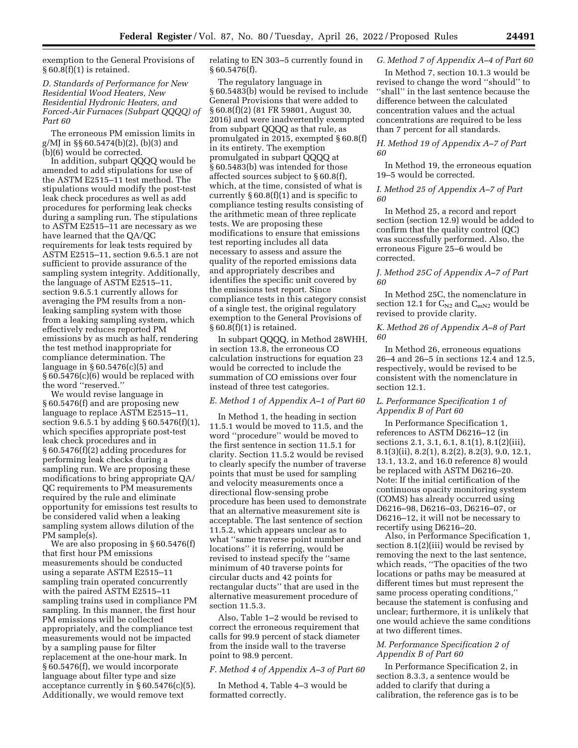exemption to the General Provisions of § 60.8(f)(1) is retained.

### D. Standards of Performance for New Residential Wood Heaters, New Residential Hydronic Heaters, and Forced-Air Furnaces (Subpart QQQQ) of Part 60

The erroneous PM emission limits in g/MJ in §§ 60.5474(b)(2), (b)(3) and (b)(6) would be corrected.

In addition, subpart QQQQ would be amended to add stipulations for use of the ASTM E2515–11 test method. The stipulations would modify the post-test leak check procedures as well as add procedures for performing leak checks during a sampling run. The stipulations to ASTM E2515–11 are necessary as we have learned that the QA/QC requirements for leak tests required by ASTM E2515–11, section 9.6.5.1 are not sufficient to provide assurance of the sampling system integrity. Additionally, the language of ASTM E2515–11, section 9.6.5.1 currently allows for averaging the PM results from a non-leaking sampling system with those from a leaking sampling system, which effectively reduces reported PM emissions by as much as half, rendering the test method inappropriate for compliance determination. The language in § 60.5476(c)(5) and § 60.5476(c)(6) would be replaced with the word "reserved."

We would revise language in § 60.5476(f) and are proposing new language to replace ASTM E2515–11, section 9.6.5.1 by adding § 60.5476(f)(1), which specifies appropriate post-test leak check procedures and in § 60.5476(f)(2) adding procedures for performing leak checks during a sampling run. We are proposing these modifications to bring appropriate QA/QC requirements to PM measurements required by the rule and eliminate opportunity for emissions test results to be considered valid when a leaking sampling system allows dilution of the PM sample(s).

We are also proposing in § 60.5476(f) that first hour PM emissions measurements should be conducted using a separate ASTM E2515–11 sampling train operated concurrently with the paired ASTM E2515–11 sampling trains used in compliance PM sampling. In this manner, the first hour PM emissions will be collected appropriately, and the compliance test measurements would not be impacted by a sampling pause for filter replacement at the one-hour mark. In § 60.5476(f), we would incorporate language about filter type and size acceptance currently in § 60.5476(c)(5). Additionally, we would remove text relating to EN 303–5 currently found in § 60.5476(f).

The regulatory language in § 60.5483(b) would be revised to include General Provisions that were added to § 60.8(f)(2) (81 FR 59801, August 30, 2016) and were inadvertently exempted from subpart QQQQ as that rule, as promulgated in 2015, exempted § 60.8(f) in its entirety. The exemption promulgated in subpart QQQQ at § 60.5483(b) was intended for those affected sources subject to § 60.8(f), which, at the time, consisted of what is currently § 60.8(f)(1) and is specific to compliance testing results consisting of the arithmetic mean of three replicate tests. We are proposing these modifications to ensure that emissions test reporting includes all data necessary to assess and assure the quality of the reported emissions data and appropriately describes and identifies the specific unit covered by the emissions test report. Since compliance tests in this category consist of a single test, the original regulatory exemption to the General Provisions of § 60.8(f)(1) is retained.

In subpart QQQQ, in Method 28WHH, in section 13.8, the erroneous CO calculation instructions for equation 23 would be corrected to include the summation of CO emissions over four instead of three test categories.

### E. Method 1 of Appendix A–1 of Part 60

In Method 1, the heading in section 11.5.1 would be moved to 11.5, and the word "procedure" would be moved to the first sentence in section 11.5.1 for clarity. Section 11.5.2 would be revised to clearly specify the number of traverse points that must be used for sampling and velocity measurements once a directional flow-sensing probe procedure has been used to demonstrate that an alternative measurement site is acceptable. The last sentence of section 11.5.2, which appears unclear as to what "same traverse point number and locations" it is referring, would be revised to instead specify the "same minimum of 40 traverse points for circular ducts and 42 points for rectangular ducts" that are used in the alternative measurement procedure of section 11.5.3.

Also, Table 1–2 would be revised to correct the erroneous requirement that calls for 99.9 percent of stack diameter from the inside wall to the traverse point to 98.9 percent.

### F. Method 4 of Appendix A–3 of Part 60

In Method 4, Table 4–3 would be formatted correctly.

### G. Method 7 of Appendix A–4 of Part 60

In Method 7, section 10.1.3 would be revised to change the word "should" to "shall" in the last sentence because the difference between the calculated concentration values and the actual concentrations are required to be less than 7 percent for all standards.

### H. Method 19 of Appendix A–7 of Part 60

In Method 19, the erroneous equation 19–5 would be corrected.

### I. Method 25 of Appendix A–7 of Part 60

In Method 25, a record and report section (section 12.9) would be added to confirm that the quality control (QC) was successfully performed. Also, the erroneous Figure 25–6 would be corrected.

### J. Method 25C of Appendix A–7 of Part 60

In Method 25C, the nomenclature in section 12.1 for $C_{N2}$ and $C_{mN2}$ would be revised to provide clarity.

### K. Method 26 of Appendix A–8 of Part 60

In Method 26, erroneous equations 26–4 and 26–5 in sections 12.4 and 12.5, respectively, would be revised to be consistent with the nomenclature in section 12.1.

### L. Performance Specification 1 of Appendix B of Part 60

In Performance Specification 1, references to ASTM D6216–12 (in sections 2.1, 3.1, 6.1, 8.1(1), 8.1(2)(iii), 8.1(3)(ii), 8.2(1), 8.2(2), 8.2(3), 9.0, 12.1, 13.1, 13.2, and 16.0 reference 8) would be replaced with ASTM D6216–20. Note: If the initial certification of the continuous opacity monitoring system (COMS) has already occurred using D6216–98, D6216–03, D6216–07, or D6216–12, it will not be necessary to recertify using D6216–20.

Also, in Performance Specification 1, section 8.1(2)(iii) would be revised by removing the next to the last sentence, which reads, "The opacities of the two locations or paths may be measured at different times but must represent the same process operating conditions," because the statement is confusing and unclear; furthermore, it is unlikely that one would achieve the same conditions at two different times.

### M. Performance Specification 2 of Appendix B of Part 60

In Performance Specification 2, in section 8.3.3, a sentence would be added to clarify that during a calibration, the reference gas is to be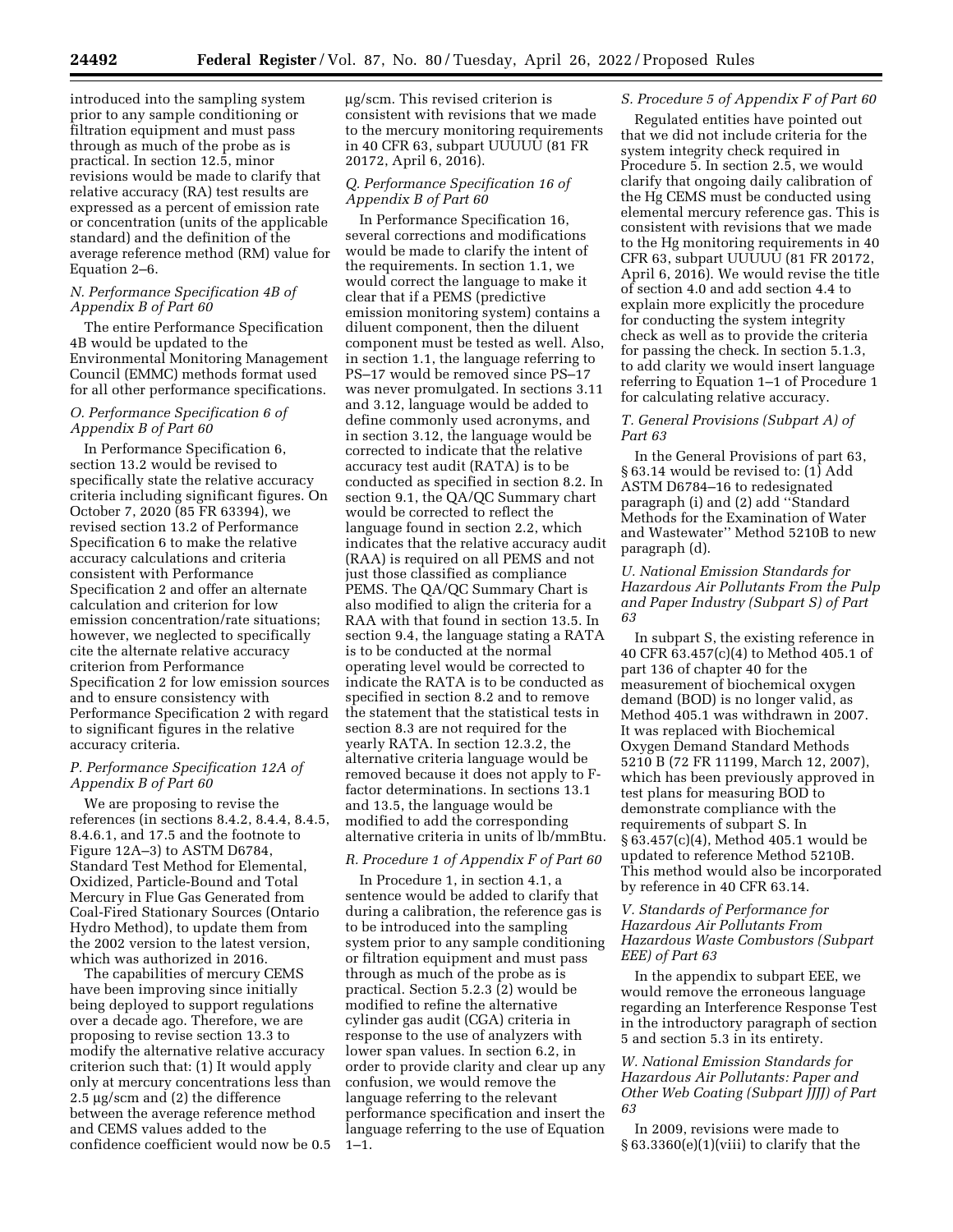introduced into the sampling system prior to any sample conditioning or filtration equipment and must pass through as much of the probe as is practical. In section 12.5, minor revisions would be made to clarify that relative accuracy (RA) test results are expressed as a percent of emission rate or concentration (units of the applicable standard) and the definition of the average reference method (RM) value for Equation 2–6.

### *N. Performance Specification 4B of Appendix B of Part 60*

The entire Performance Specification 4B would be updated to the Environmental Monitoring Management Council (EMMC) methods format used for all other performance specifications.

### *O. Performance Specification 6 of Appendix B of Part 60*

In Performance Specification 6, section 13.2 would be revised to specifically state the relative accuracy criteria including significant figures. On October 7, 2020 (85 FR 63394), we revised section 13.2 of Performance Specification 6 to make the relative accuracy calculations and criteria consistent with Performance Specification 2 and offer an alternate calculation and criterion for low emission concentration/rate situations; however, we neglected to specifically cite the alternate relative accuracy criterion from Performance Specification 2 for low emission sources and to ensure consistency with Performance Specification 2 with regard to significant figures in the relative accuracy criteria.

### *P. Performance Specification 12A of Appendix B of Part 60*

We are proposing to revise the references (in sections 8.4.2, 8.4.4, 8.4.5, 8.4.6.1, and 17.5 and the footnote to Figure 12A–3) to ASTM D6784, Standard Test Method for Elemental, Oxidized, Particle-Bound and Total Mercury in Flue Gas Generated from Coal-Fired Stationary Sources (Ontario Hydro Method), to update them from the 2002 version to the latest version, which was authorized in 2016.

The capabilities of mercury CEMS have been improving since initially being deployed to support regulations over a decade ago. Therefore, we are proposing to revise section 13.3 to modify the alternative relative accuracy criterion such that: (1) It would apply only at mercury concentrations less than 2.5 μg/scm and (2) the difference between the average reference method and CEMS values added to the confidence coefficient would now be 0.5 μg/scm. This revised criterion is consistent with revisions that we made to the mercury monitoring requirements in 40 CFR 63, subpart UUUUU (81 FR 20172, April 6, 2016).

### *Q. Performance Specification 16 of Appendix B of Part 60*

In Performance Specification 16, several corrections and modifications would be made to clarify the intent of the requirements. In section 1.1, we would correct the language to make it clear that if a PEMS (predictive emission monitoring system) contains a diluent component, then the diluent component must be tested as well. Also, in section 1.1, the language referring to PS–17 would be removed since PS–17 was never promulgated. In sections 3.11 and 3.12, language would be added to define commonly used acronyms, and in section 3.12, the language would be corrected to indicate that the relative accuracy test audit (RATA) is to be conducted as specified in section 8.2. In section 9.1, the QA/QC Summary chart would be corrected to reflect the language found in section 2.2, which indicates that the relative accuracy audit (RAA) is required on all PEMS and not just those classified as compliance PEMS. The QA/QC Summary Chart is also modified to align the criteria for a RAA with that found in section 13.5. In section 9.4, the language stating a RATA is to be conducted at the normal operating level would be corrected to indicate the RATA is to be conducted as specified in section 8.2 and to remove the statement that the statistical tests in section 8.3 are not required for the yearly RATA. In section 12.3.2, the alternative criteria language would be removed because it does not apply to F-factor determinations. In sections 13.1 and 13.5, the language would be modified to add the corresponding alternative criteria in units of lb/mmBtu.

### *R. Procedure 1 of Appendix F of Part 60*

In Procedure 1, in section 4.1, a sentence would be added to clarify that during a calibration, the reference gas is to be introduced into the sampling system prior to any sample conditioning or filtration equipment and must pass through as much of the probe as is practical. Section 5.2.3 (2) would be modified to refine the alternative cylinder gas audit (CGA) criteria in response to the use of analyzers with lower span values. In section 6.2, in order to provide clarity and clear up any confusion, we would remove the language referring to the relevant performance specification and insert the language referring to the use of Equation 1–1.

### *S. Procedure 5 of Appendix F of Part 60*

Regulated entities have pointed out that we did not include criteria for the system integrity check required in Procedure 5. In section 2.5, we would clarify that ongoing daily calibration of the Hg CEMS must be conducted using elemental mercury reference gas. This is consistent with revisions that we made to the Hg monitoring requirements in 40 CFR 63, subpart UUUUU (81 FR 20172, April 6, 2016). We would revise the title of section 4.0 and add section 4.4 to explain more explicitly the procedure for conducting the system integrity check as well as to provide the criteria for passing the check. In section 5.1.3, to add clarity we would insert language referring to Equation 1–1 of Procedure 1 for calculating relative accuracy.

### *T. General Provisions (Subpart A) of Part 63*

In the General Provisions of part 63, § 63.14 would be revised to: (1) Add ASTM D6784–16 to redesignated paragraph (i) and (2) add ''Standard Methods for the Examination of Water and Wastewater'' Method 5210B to new paragraph (d).

### *U. National Emission Standards for Hazardous Air Pollutants From the Pulp and Paper Industry (Subpart S) of Part 63*

In subpart S, the existing reference in 40 CFR 63.457(c)(4) to Method 405.1 of part 136 of chapter 40 for the measurement of biochemical oxygen demand (BOD) is no longer valid, as Method 405.1 was withdrawn in 2007. It was replaced with Biochemical Oxygen Demand Standard Methods 5210 B (72 FR 11199, March 12, 2007), which has been previously approved in test plans for measuring BOD to demonstrate compliance with the requirements of subpart S. In § 63.457(c)(4), Method 405.1 would be updated to reference Method 5210B. This method would also be incorporated by reference in 40 CFR 63.14.

### *V. Standards of Performance for Hazardous Air Pollutants From Hazardous Waste Combustors (Subpart EEE) of Part 63*

In the appendix to subpart EEE, we would remove the erroneous language regarding an Interference Response Test in the introductory paragraph of section 5 and section 5.3 in its entirety.

### *W. National Emission Standards for Hazardous Air Pollutants: Paper and Other Web Coating (Subpart JJJJ) of Part 63*

In 2009, revisions were made to § 63.3360(e)(1)(viii) to clarify that the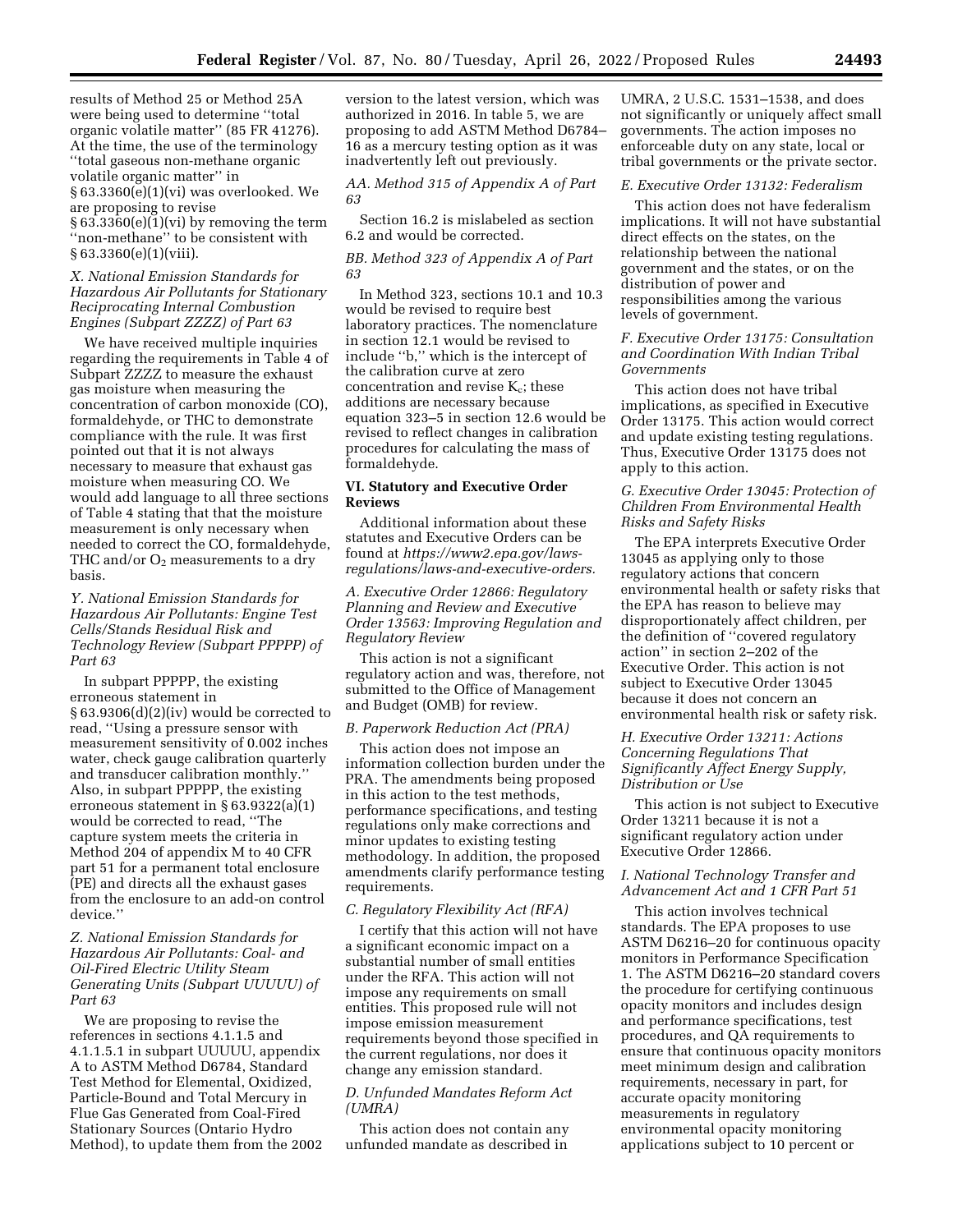results of Method 25 or Method 25A were being used to determine ''total organic volatile matter'' (85 FR 41276). At the time, the use of the terminology ''total gaseous non-methane organic volatile organic matter'' in § 63.3360(e)(1)(vi) was overlooked. We are proposing to revise § 63.3360(e)(1)(vi) by removing the term ''non-methane'' to be consistent with § 63.3360(e)(1)(viii).

### *X. National Emission Standards for Hazardous Air Pollutants for Stationary Reciprocating Internal Combustion Engines (Subpart ZZZZ) of Part 63*

We have received multiple inquiries regarding the requirements in Table 4 of Subpart ZZZZ to measure the exhaust gas moisture when measuring the concentration of carbon monoxide (CO), formaldehyde, or THC to demonstrate compliance with the rule. It was first pointed out that it is not always necessary to measure that exhaust gas moisture when measuring CO. We would add language to all three sections of Table 4 stating that that the moisture measurement is only necessary when needed to correct the CO, formaldehyde, THC and/or $O_2$ measurements to a dry basis.

### *Y. National Emission Standards for Hazardous Air Pollutants: Engine Test Cells/Stands Residual Risk and Technology Review (Subpart PPPPP) of Part 63*

In subpart PPPPP, the existing erroneous statement in § 63.9306(d)(2)(iv) would be corrected to read, ''Using a pressure sensor with measurement sensitivity of 0.002 inches water, check gauge calibration quarterly and transducer calibration monthly.'' Also, in subpart PPPPP, the existing erroneous statement in § 63.9322(a)(1) would be corrected to read, ''The capture system meets the criteria in Method 204 of appendix M to 40 CFR part 51 for a permanent total enclosure (PE) and directs all the exhaust gases from the enclosure to an add-on control device.''

### *Z. National Emission Standards for Hazardous Air Pollutants: Coal- and Oil-Fired Electric Utility Steam Generating Units (Subpart UUUUU) of Part 63*

We are proposing to revise the references in sections 4.1.1.5 and 4.1.1.5.1 in subpart UUUUU, appendix A to ASTM Method D6784, Standard Test Method for Elemental, Oxidized, Particle-Bound and Total Mercury in Flue Gas Generated from Coal-Fired Stationary Sources (Ontario Hydro Method), to update them from the 2002 version to the latest version, which was authorized in 2016. In table 5, we are proposing to add ASTM Method D6784–16 as a mercury testing option as it was inadvertently left out previously.

### *AA. Method 315 of Appendix A of Part 63*

Section 16.2 is mislabeled as section 6.2 and would be corrected.

### *BB. Method 323 of Appendix A of Part 63*

In Method 323, sections 10.1 and 10.3 would be revised to require best laboratory practices. The nomenclature in section 12.1 would be revised to include ''b,'' which is the intercept of the calibration curve at zero concentration and revise $K_c$; these additions are necessary because equation 323–5 in section 12.6 would be revised to reflect changes in calibration procedures for calculating the mass of formaldehyde.

## VI. Statutory and Executive Order Reviews

Additional information about these statutes and Executive Orders can be found at *https://www2.epa.gov/laws-regulations/laws-and-executive-orders.*

### *A. Executive Order 12866: Regulatory Planning and Review and Executive Order 13563: Improving Regulation and Regulatory Review*

This action is not a significant regulatory action and was, therefore, not submitted to the Office of Management and Budget (OMB) for review.

### *B. Paperwork Reduction Act (PRA)*

This action does not impose an information collection burden under the PRA. The amendments being proposed in this action to the test methods, performance specifications, and testing regulations only make corrections and minor updates to existing testing methodology. In addition, the proposed amendments clarify performance testing requirements.

### *C. Regulatory Flexibility Act (RFA)*

I certify that this action will not have a significant economic impact on a substantial number of small entities under the RFA. This action will not impose any requirements on small entities. This proposed rule will not impose emission measurement requirements beyond those specified in the current regulations, nor does it change any emission standard.

### *D. Unfunded Mandates Reform Act (UMRA)*

This action does not contain any unfunded mandate as described in UMRA, 2 U.S.C. 1531–1538, and does not significantly or uniquely affect small governments. The action imposes no enforceable duty on any state, local or tribal governments or the private sector.

### *E. Executive Order 13132: Federalism*

This action does not have federalism implications. It will not have substantial direct effects on the states, on the relationship between the national government and the states, or on the distribution of power and responsibilities among the various levels of government.

### *F. Executive Order 13175: Consultation and Coordination With Indian Tribal Governments*

This action does not have tribal implications, as specified in Executive Order 13175. This action would correct and update existing testing regulations. Thus, Executive Order 13175 does not apply to this action.

### *G. Executive Order 13045: Protection of Children From Environmental Health Risks and Safety Risks*

The EPA interprets Executive Order 13045 as applying only to those regulatory actions that concern environmental health or safety risks that the EPA has reason to believe may disproportionately affect children, per the definition of ''covered regulatory action'' in section 2–202 of the Executive Order. This action is not subject to Executive Order 13045 because it does not concern an environmental health risk or safety risk.

### *H. Executive Order 13211: Actions Concerning Regulations That Significantly Affect Energy Supply, Distribution or Use*

This action is not subject to Executive Order 13211 because it is not a significant regulatory action under Executive Order 12866.

### *I. National Technology Transfer and Advancement Act and 1 CFR Part 51*

This action involves technical standards. The EPA proposes to use ASTM D6216–20 for continuous opacity monitors in Performance Specification 1. The ASTM D6216–20 standard covers the procedure for certifying continuous opacity monitors and includes design and performance specifications, test procedures, and QA requirements to ensure that continuous opacity monitors meet minimum design and calibration requirements, necessary in part, for accurate opacity monitoring measurements in regulatory environmental opacity monitoring applications subject to 10 percent or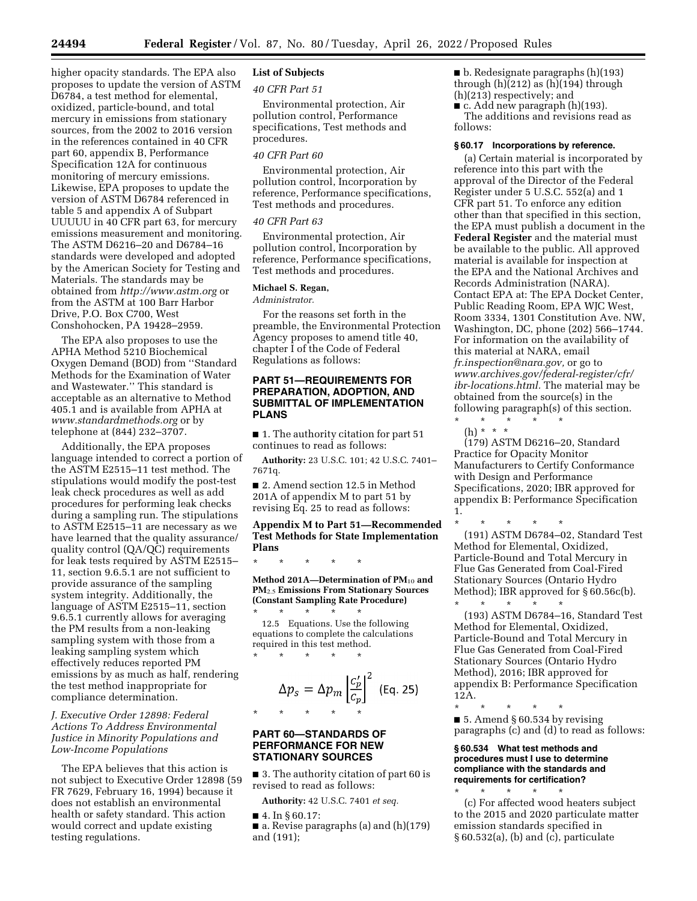higher opacity standards. The EPA also proposes to update the version of ASTM D6784, a test method for elemental, oxidized, particle-bound, and total mercury in emissions from stationary sources, from the 2002 to 2016 version in the references contained in 40 CFR part 60, appendix B, Performance Specification 12A for continuous monitoring of mercury emissions. Likewise, EPA proposes to update the version of ASTM D6784 referenced in table 5 and appendix A of Subpart UUUUU in 40 CFR part 63, for mercury emissions measurement and monitoring. The ASTM D6216–20 and D6784–16 standards were developed and adopted by the American Society for Testing and Materials. The standards may be obtained from *http://www.astm.org* or from the ASTM at 100 Barr Harbor Drive, P.O. Box C700, West Conshohocken, PA 19428–2959.

The EPA also proposes to use the APHA Method 5210 Biochemical Oxygen Demand (BOD) from ''Standard Methods for the Examination of Water and Wastewater.'' This standard is acceptable as an alternative to Method 405.1 and is available from APHA at *www.standardmethods.org* or by telephone at (844) 232–3707.

Additionally, the EPA proposes language intended to correct a portion of the ASTM E2515–11 test method. The stipulations would modify the post-test leak check procedures as well as add procedures for performing leak checks during a sampling run. The stipulations to ASTM E2515–11 are necessary as we have learned that the quality assurance/quality control (QA/QC) requirements for leak tests required by ASTM E2515–11, section 9.6.5.1 are not sufficient to provide assurance of the sampling system integrity. Additionally, the language of ASTM E2515–11, section 9.6.5.1 currently allows for averaging the PM results from a non-leaking sampling system with those from a leaking sampling system which effectively reduces reported PM emissions by as much as half, rendering the test method inappropriate for compliance determination.

### *J. Executive Order 12898: Federal Actions To Address Environmental Justice in Minority Populations and Low-Income Populations*

The EPA believes that this action is not subject to Executive Order 12898 (59 FR 7629, February 16, 1994) because it does not establish an environmental health or safety standard. This action would correct and update existing testing regulations.

### List of Subjects

*40 CFR Part 51*

Environmental protection, Air pollution control, Performance specifications, Test methods and procedures.

*40 CFR Part 60*

Environmental protection, Air pollution control, Incorporation by reference, Performance specifications, Test methods and procedures.

*40 CFR Part 63*

Environmental protection, Air pollution control, Incorporation by reference, Performance specifications, Test methods and procedures.

**Michael S. Regan,**

*Administrator.*

For the reasons set forth in the preamble, the Environmental Protection Agency proposes to amend title 40, chapter I of the Code of Federal Regulations as follows:

## PART 51—REQUIREMENTS FOR PREPARATION, ADOPTION, AND SUBMITTAL OF IMPLEMENTATION PLANS

■ 1. The authority citation for part 51 continues to read as follows:

**Authority:** 23 U.S.C. 101; 42 U.S.C. 7401–7671q.

■ 2. Amend section 12.5 in Method 201A of appendix M to part 51 by revising Eq. 25 to read as follows:

### Appendix M to Part 51—Recommended Test Methods for State Implementation Plans

\* \* \* \* \*

**Method 201A—Determination of $PM_{10}$ and $PM_{2.5}$ Emissions From Stationary Sources (Constant Sampling Rate Procedure)**

\* \* \* \* \*

12.5 Equations. Use the following equations to complete the calculations required in this test method.

\* \* \* \* \*

$$\Delta p_s = \Delta p_m \left|\frac{C_p'}{C_p}\right|^2 \quad \text{(Eq. 25)}$$

\* \* \* \* \*

## PART 60—STANDARDS OF PERFORMANCE FOR NEW STATIONARY SOURCES

■ 3. The authority citation of part 60 is revised to read as follows:

**Authority:** 42 U.S.C. 7401 *et seq.*

■ 4. In § 60.17:

■ a. Revise paragraphs (a) and (h)(179) and (191);

■ b. Redesignate paragraphs (h)(193) through (h)(212) as (h)(194) through (h)(213) respectively; and

■ c. Add new paragraph (h)(193).

The additions and revisions read as follows:

### § 60.17 Incorporations by reference.

(a) Certain material is incorporated by reference into this part with the approval of the Director of the Federal Register under 5 U.S.C. 552(a) and 1 CFR part 51. To enforce any edition other than that specified in this section, the EPA must publish a document in the **Federal Register** and the material must be available to the public. All approved material is available for inspection at the EPA and the National Archives and Records Administration (NARA). Contact EPA at: The EPA Docket Center, Public Reading Room, EPA WJC West, Room 3334, 1301 Constitution Ave. NW, Washington, DC, phone (202) 566–1744. For information on the availability of this material at NARA, email *fr.inspection@nara.gov,* or go to *www.archives.gov/federal-register/cfr/ibr-locations.html.* The material may be obtained from the source(s) in the following paragraph(s) of this section.

\* \* \* \* \*

(h) \* \* \*

(179) ASTM D6216–20, Standard Practice for Opacity Monitor Manufacturers to Certify Conformance with Design and Performance Specifications, 2020; IBR approved for appendix B: Performance Specification 1.

\* \* \* \* \*

(191) ASTM D6784–02, Standard Test Method for Elemental, Oxidized, Particle-Bound and Total Mercury in Flue Gas Generated from Coal-Fired Stationary Sources (Ontario Hydro Method); IBR approved for § 60.56c(b).

\* \* \* \* \*

(193) ASTM D6784–16, Standard Test Method for Elemental, Oxidized, Particle-Bound and Total Mercury in Flue Gas Generated from Coal-Fired Stationary Sources (Ontario Hydro Method), 2016; IBR approved for appendix B: Performance Specification 12A.

\* \* \* \* \*

■ 5. Amend § 60.534 by revising paragraphs (c) and (d) to read as follows:

### § 60.534 What test methods and procedures must I use to determine compliance with the standards and requirements for certification?

\* \* \* \* \*

(c) For affected wood heaters subject to the 2015 and 2020 particulate matter emission standards specified in § 60.532(a), (b) and (c), particulate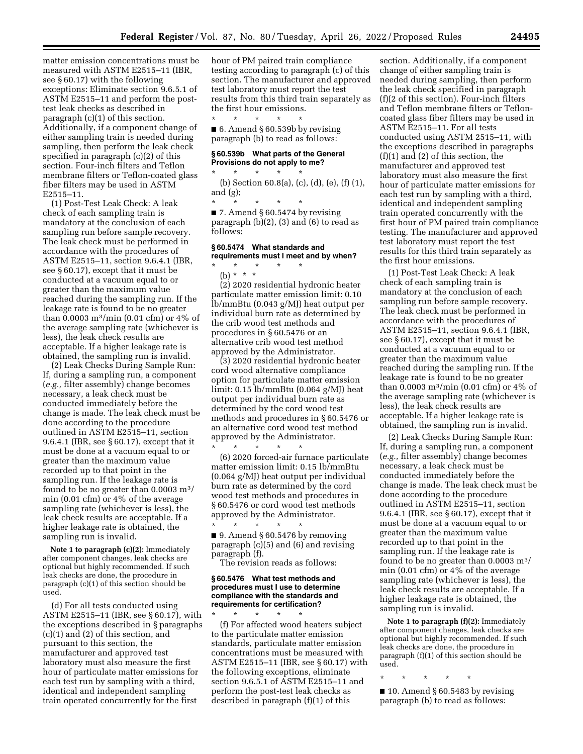matter emission concentrations must be measured with ASTM E2515–11 (IBR, see § 60.17) with the following exceptions: Eliminate section 9.6.5.1 of ASTM E2515–11 and perform the post-test leak checks as described in paragraph (c)(1) of this section. Additionally, if a component change of either sampling train is needed during sampling, then perform the leak check specified in paragraph (c)(2) of this section. Four-inch filters and Teflon membrane filters or Teflon-coated glass fiber filters may be used in ASTM E2515–11.

(1) Post-Test Leak Check: A leak check of each sampling train is mandatory at the conclusion of each sampling run before sample recovery. The leak check must be performed in accordance with the procedures of ASTM E2515–11, section 9.6.4.1 (IBR, see § 60.17), except that it must be conducted at a vacuum equal to or greater than the maximum value reached during the sampling run. If the leakage rate is found to be no greater than 0.0003 $m^3$/min (0.01 cfm) or 4% of the average sampling rate (whichever is less), the leak check results are acceptable. If a higher leakage rate is obtained, the sampling run is invalid.

(2) Leak Checks During Sample Run: If, during a sampling run, a component (*e.g.,* filter assembly) change becomes necessary, a leak check must be conducted immediately before the change is made. The leak check must be done according to the procedure outlined in ASTM E2515–11, section 9.6.4.1 (IBR, see § 60.17), except that it must be done at a vacuum equal to or greater than the maximum value recorded up to that point in the sampling run. If the leakage rate is found to be no greater than 0.0003 $m^3$/min (0.01 cfm) or 4% of the average sampling rate (whichever is less), the leak check results are acceptable. If a higher leakage rate is obtained, the sampling run is invalid.

**Note 1 to paragraph (c)(2):** Immediately after component changes, leak checks are optional but highly recommended. If such leak checks are done, the procedure in paragraph (c)(1) of this section should be used.

(d) For all tests conducted using ASTM E2515–11 (IBR, see § 60.17), with the exceptions described in § paragraphs (c)(1) and (2) of this section, and pursuant to this section, the manufacturer and approved test laboratory must also measure the first hour of particulate matter emissions for each test run by sampling with a third, identical and independent sampling train operated concurrently for the first hour of PM paired train compliance testing according to paragraph (c) of this section. The manufacturer and approved test laboratory must report the test results from this third train separately as the first hour emissions.

\* \* \* \* \*

■ 6. Amend § 60.539b by revising paragraph (b) to read as follows:

### § 60.539b What parts of the General Provisions do not apply to me?

\* \* \* \* \*

(b) Section 60.8(a), (c), (d), (e), (f) (1), and (g);

\* \* \* \* \*

■ 7. Amend § 60.5474 by revising paragraph (b)(2), (3) and (6) to read as follows:

### § 60.5474 What standards and requirements must I meet and by when?

\* \* \* \* \*

(b) \* \* \*

(2) 2020 residential hydronic heater particulate matter emission limit: 0.10 lb/mmBtu (0.043 g/MJ) heat output per individual burn rate as determined by the crib wood test methods and procedures in § 60.5476 or an alternative crib wood test method approved by the Administrator.

(3) 2020 residential hydronic heater cord wood alternative compliance option for particulate matter emission limit: 0.15 lb/mmBtu (0.064 g/MJ) heat output per individual burn rate as determined by the cord wood test methods and procedures in § 60.5476 or an alternative cord wood test method approved by the Administrator.

\* \* \* \* \*

(6) 2020 forced-air furnace particulate matter emission limit: 0.15 lb/mmBtu (0.064 g/MJ) heat output per individual burn rate as determined by the cord wood test methods and procedures in § 60.5476 or cord wood test methods approved by the Administrator.

\* \* \* \* \*

■ 9. Amend § 60.5476 by removing paragraph (c)(5) and (6) and revising paragraph (f).

The revision reads as follows:

### § 60.5476 What test methods and procedures must I use to determine compliance with the standards and requirements for certification?

\* \* \* \* \*

(f) For affected wood heaters subject to the particulate matter emission standards, particulate matter emission concentrations must be measured with ASTM E2515–11 (IBR, see § 60.17) with the following exceptions, eliminate section 9.6.5.1 of ASTM E2515–11 and perform the post-test leak checks as described in paragraph (f)(1) of this section. Additionally, if a component change of either sampling train is needed during sampling, then perform the leak check specified in paragraph (f)(2 of this section). Four-inch filters and Teflon membrane filters or Teflon-coated glass fiber filters may be used in ASTM E2515–11. For all tests conducted using ASTM 2515–11, with the exceptions described in paragraphs (f)(1) and (2) of this section, the manufacturer and approved test laboratory must also measure the first hour of particulate matter emissions for each test run by sampling with a third, identical and independent sampling train operated concurrently with the first hour of PM paired train compliance testing. The manufacturer and approved test laboratory must report the test results for this third train separately as the first hour emissions.

(1) Post-Test Leak Check: A leak check of each sampling train is mandatory at the conclusion of each sampling run before sample recovery. The leak check must be performed in accordance with the procedures of ASTM E2515–11, section 9.6.4.1 (IBR, see § 60.17), except that it must be conducted at a vacuum equal to or greater than the maximum value reached during the sampling run. If the leakage rate is found to be no greater than 0.0003 $m^3$/min (0.01 cfm) or 4% of the average sampling rate (whichever is less), the leak check results are acceptable. If a higher leakage rate is obtained, the sampling run is invalid.

(2) Leak Checks During Sample Run: If, during a sampling run, a component (*e.g.,* filter assembly) change becomes necessary, a leak check must be conducted immediately before the change is made. The leak check must be done according to the procedure outlined in ASTM E2515–11, section 9.6.4.1 (IBR, see § 60.17), except that it must be done at a vacuum equal to or greater than the maximum value recorded up to that point in the sampling run. If the leakage rate is found to be no greater than 0.0003 $m^3$/min (0.01 cfm) or 4% of the average sampling rate (whichever is less), the leak check results are acceptable. If a higher leakage rate is obtained, the sampling run is invalid.

**Note 1 to paragraph (f)(2):** Immediately after component changes, leak checks are optional but highly recommended. If such leak checks are done, the procedure in paragraph (f)(1) of this section should be used.

\* \* \* \* \*

■ 10. Amend § 60.5483 by revising paragraph (b) to read as follows: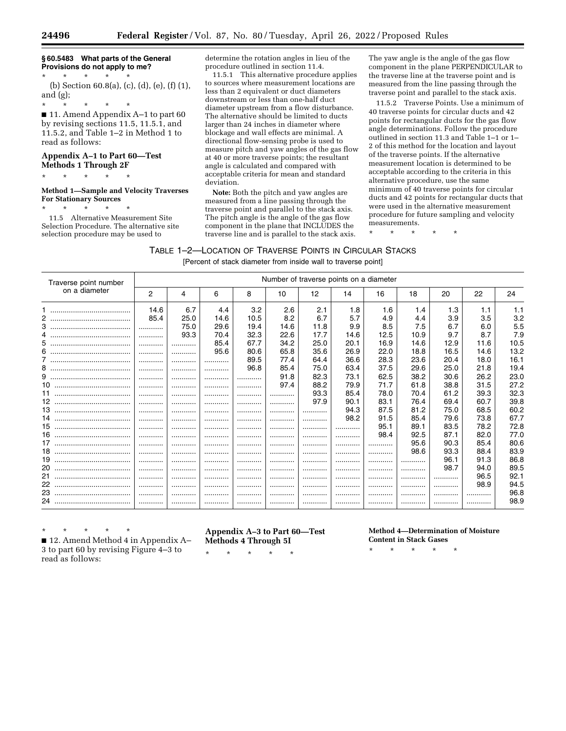**§ 60.5483 What parts of the General Provisions do not apply to me?**

\* \* \* \* \*

(b) Section 60.8(a), (c), (d), (e), (f) (1), and (g);

\* \* \* \* \*

■ 11. Amend Appendix A–1 to part 60 by revising sections 11.5, 11.5.1, and 11.5.2, and Table 1–2 in Method 1 to read as follows:

## Appendix A–1 to Part 60—Test Methods 1 Through 2F

\* \* \* \* \*

### Method 1—Sample and Velocity Traverses For Stationary Sources

\* \* \* \* \*

11.5 Alternative Measurement Site Selection Procedure. The alternative site selection procedure may be used to determine the rotation angles in lieu of the procedure outlined in section 11.4.

11.5.1 This alternative procedure applies to sources where measurement locations are less than 2 equivalent or duct diameters downstream or less than one-half duct diameter upstream from a flow disturbance. The alternative should be limited to ducts larger than 24 inches in diameter where blockage and wall effects are minimal. A directional flow-sensing probe is used to measure pitch and yaw angles of the gas flow at 40 or more traverse points; the resultant angle is calculated and compared with acceptable criteria for mean and standard deviation.

**Note:** Both the pitch and yaw angles are measured from a line passing through the traverse point and parallel to the stack axis. The pitch angle is the angle of the gas flow component in the plane that INCLUDES the traverse line and is parallel to the stack axis. The yaw angle is the angle of the gas flow component in the plane PERPENDICULAR to the traverse line at the traverse point and is measured from the line passing through the traverse point and parallel to the stack axis.

11.5.2 Traverse Points. Use a minimum of 40 traverse points for circular ducts and 42 points for rectangular ducts for the gas flow angle determinations. Follow the procedure outlined in section 11.3 and Table 1–1 or 1–2 of this method for the location and layout of the traverse points. If the alternative measurement location is determined to be acceptable according to the criteria in this alternative procedure, use the same minimum of 40 traverse points for circular ducts and 42 points for rectangular ducts that were used in the alternative measurement procedure for future sampling and velocity measurements.

\* \* \* \* \*

TABLE 1–2—LOCATION OF TRAVERSE POINTS IN CIRCULAR STACKS

[Percent of stack diameter from inside wall to traverse point]

| Traverse point number on a diameter | Number of traverse points on a diameter | | | | | | | | | | | |
|---|---|---|---|---|---|---|---|---|---|---|---|---|
| | 2 | 4 | 6 | 8 | 10 | 12 | 14 | 16 | 18 | 20 | 22 | 24 |
| 1 | 14.6 | 6.7 | 4.4 | 3.2 | 2.6 | 2.1 | 1.8 | 1.6 | 1.4 | 1.3 | 1.1 | 1.1 |
| 2 | 85.4 | 25.0 | 14.6 | 10.5 | 8.2 | 6.7 | 5.7 | 4.9 | 4.4 | 3.9 | 3.5 | 3.2 |
| 3 | | 75.0 | 29.6 | 19.4 | 14.6 | 11.8 | 9.9 | 8.5 | 7.5 | 6.7 | 6.0 | 5.5 |
| 4 | | 93.3 | 70.4 | 32.3 | 22.6 | 17.7 | 14.6 | 12.5 | 10.9 | 9.7 | 8.7 | 7.9 |
| 5 | | | 85.4 | 67.7 | 34.2 | 25.0 | 20.1 | 16.9 | 14.6 | 12.9 | 11.6 | 10.5 |
| 6 | | | 95.6 | 80.6 | 65.8 | 35.6 | 26.9 | 22.0 | 18.8 | 16.5 | 14.6 | 13.2 |
| 7 | | | | 89.5 | 77.4 | 64.4 | 36.6 | 28.3 | 23.6 | 20.4 | 18.0 | 16.1 |
| 8 | | | | 96.8 | 85.4 | 75.0 | 63.4 | 37.5 | 29.6 | 25.0 | 21.8 | 19.4 |
| 9 | | | | | 91.8 | 82.3 | 73.1 | 62.5 | 38.2 | 30.6 | 26.2 | 23.0 |
| 10 | | | | | 97.4 | 88.2 | 79.9 | 71.7 | 61.8 | 38.8 | 31.5 | 27.2 |
| 11 | | | | | | 93.3 | 85.4 | 78.0 | 70.4 | 61.2 | 39.3 | 32.3 |
| 12 | | | | | | 97.9 | 90.1 | 83.1 | 76.4 | 69.4 | 60.7 | 39.8 |
| 13 | | | | | | | 94.3 | 87.5 | 81.2 | 75.0 | 68.5 | 60.2 |
| 14 | | | | | | | 98.2 | 91.5 | 85.4 | 79.6 | 73.8 | 67.7 |
| 15 | | | | | | | | 95.1 | 89.1 | 83.5 | 78.2 | 72.8 |
| 16 | | | | | | | | 98.4 | 92.5 | 87.1 | 82.0 | 77.0 |
| 17 | | | | | | | | | 95.6 | 90.3 | 85.4 | 80.6 |
| 18 | | | | | | | | | 98.6 | 93.3 | 88.4 | 83.9 |
| 19 | | | | | | | | | | 96.1 | 91.3 | 86.8 |
| 20 | | | | | | | | | | 98.7 | 94.0 | 89.5 |
| 21 | | | | | | | | | | | 96.5 | 92.1 |
| 22 | | | | | | | | | | | 98.9 | 94.5 |
| 23 | | | | | | | | | | | | 96.8 |
| 24 | | | | | | | | | | | | 98.9 |

\* \* \* \* \*

■ 12. Amend Method 4 in Appendix A–3 to part 60 by revising Figure 4–3 to read as follows:

## Appendix A–3 to Part 60—Test Methods 4 Through 5I

\* \* \* \* \*

### Method 4—Determination of Moisture Content in Stack Gases

\* \* \* \* \*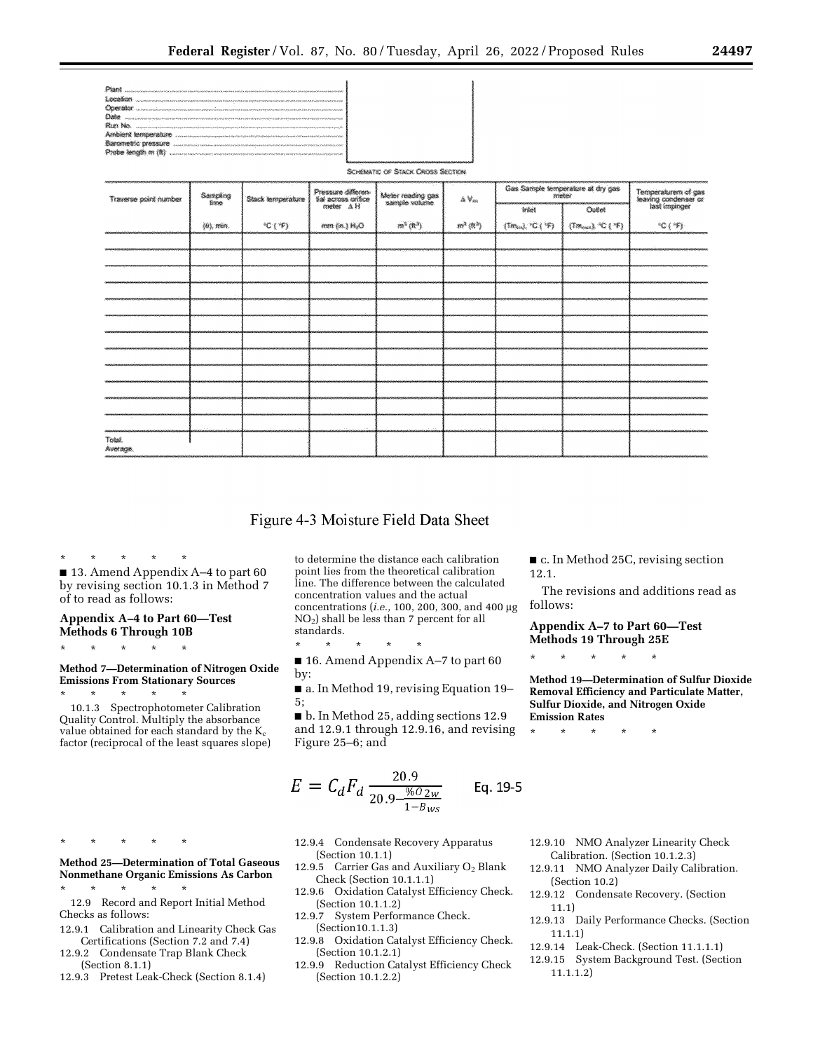Plant
Location
Operator
Date
Run No.
Ambient temperature
Barometric pressure
Probe length m (ft)

SCHEMATIC OF STACK CROSS SECTION

| Traverse point number | Sampling time | Stack temperature | Pressure differential across orifice meter ΔH | Meter reading gas sample volume | $\Delta V_m$ | Gas Sample temperature at dry gas meter | | Temperaturem of gas leaving condenser or last impinger |
|---|---|---|---|---|---|---|---|---|
| | | | | | | Inlet | Outlet | |
| | (θ), min. | °C (°F) | mm (in.) $H_2O$ | $m^3$ ($ft^3$) | $m^3$ ($ft^3$) | ($Tm_{in}$), °C (°F) | ($Tm_{out}$), °C (°F) | °C (°F) |
| | | | | | | | | |
| | | | | | | | | |
| | | | | | | | | |
| | | | | | | | | |
| | | | | | | | | |
| | | | | | | | | |
| | | | | | | | | |
| | | | | | | | | |
| | | | | | | | | |
| | | | | | | | | |
| | | | | | | | | |
| Total. Average. | | | | | | | | |

Figure 4-3 Moisture Field Data Sheet

\* \* \* \* \*

■ 13. Amend Appendix A–4 to part 60 by revising section 10.1.3 in Method 7 of to read as follows:

### Appendix A–4 to Part 60—Test Methods 6 Through 10B

\* \* \* \* \*

#### Method 7—Determination of Nitrogen Oxide Emissions From Stationary Sources

\* \* \* \* \*

10.1.3 Spectrophotometer Calibration Quality Control. Multiply the absorbance value obtained for each standard by the $K_c$ factor (reciprocal of the least squares slope) to determine the distance each calibration point lies from the theoretical calibration line. The difference between the calculated concentration values and the actual concentrations (*i.e.,* 100, 200, 300, and 400 μg $NO_2$) shall be less than 7 percent for all standards.

\* \* \* \* \*

■ 16. Amend Appendix A–7 to part 60 by:

■ a. In Method 19, revising Equation 19–5;

■ b. In Method 25, adding sections 12.9 and 12.9.1 through 12.9.16, and revising Figure 25–6; and

■ c. In Method 25C, revising section 12.1.

The revisions and additions read as follows:

### Appendix A–7 to Part 60—Test Methods 19 Through 25E

\* \* \* \* \*

#### Method 19—Determination of Sulfur Dioxide Removal Efficiency and Particulate Matter, Sulfur Dioxide, and Nitrogen Oxide Emission Rates

\* \* \* \* \*

$$E = C_d F_d \frac{20.9}{20.9 - \frac{\%O_{2w}}{1 - B_{ws}}} \qquad \text{Eq. 19-5}$$

\* \* \* \* \*

#### Method 25—Determination of Total Gaseous Nonmethane Organic Emissions As Carbon

\* \* \* \* \*

12.9 Record and Report Initial Method Checks as follows:

12.9.1 Calibration and Linearity Check Gas Certifications (Section 7.2 and 7.4)

12.9.2 Condensate Trap Blank Check (Section 8.1.1)

12.9.3 Pretest Leak-Check (Section 8.1.4)

12.9.4 Condensate Recovery Apparatus (Section 10.1.1)

12.9.5 Carrier Gas and Auxiliary $O_2$ Blank Check (Section 10.1.1.1)

12.9.6 Oxidation Catalyst Efficiency Check. (Section 10.1.1.2)

12.9.7 System Performance Check. (Section10.1.1.3)

12.9.8 Oxidation Catalyst Efficiency Check. (Section 10.1.2.1)

12.9.9 Reduction Catalyst Efficiency Check (Section 10.1.2.2)

12.9.10 NMO Analyzer Linearity Check Calibration. (Section 10.1.2.3)

12.9.11 NMO Analyzer Daily Calibration. (Section 10.2)

12.9.12 Condensate Recovery. (Section 11.1)

12.9.13 Daily Performance Checks. (Section 11.1.1)

12.9.14 Leak-Check. (Section 11.1.1.1)

12.9.15 System Background Test. (Section 11.1.1.2)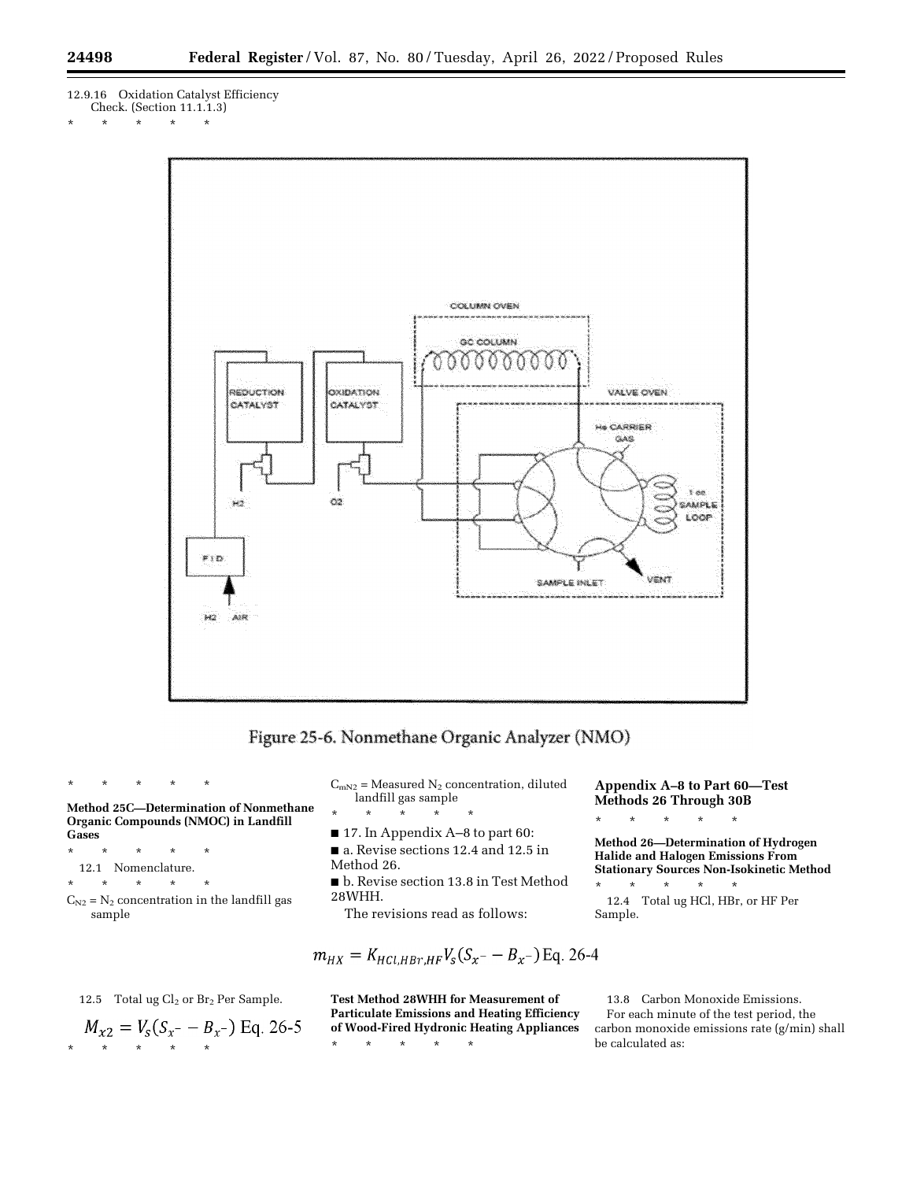12.9.16 Oxidation Catalyst Efficiency Check. (Section 11.1.1.3)

\* \* \* \* \*

Figure 25-6. Nonmethane Organic Analyzer (NMO)

\* \* \* \* \*

**Method 25C—Determination of Nonmethane Organic Compounds (NMOC) in Landfill Gases**

\* \* \* \* \*

12.1 Nomenclature.

\* \* \* \* \*

$C_{N2}$ = $N_2$ concentration in the landfill gas sample

$C_{mN2}$ = Measured $N_2$ concentration, diluted landfill gas sample

\* \* \* \* \*

■ 17. In Appendix A–8 to part 60:

■ a. Revise sections 12.4 and 12.5 in Method 26.

■ b. Revise section 13.8 in Test Method 28WHH.

The revisions read as follows:

## Appendix A–8 to Part 60—Test Methods 26 Through 30B

\* \* \* \* \*

**Method 26—Determination of Hydrogen Halide and Halogen Emissions From Stationary Sources Non-Isokinetic Method**

\* \* \* \* \*

12.4 Total ug HCl, HBr, or HF Per Sample.

$$m_{HX} = K_{HCl,HBr,HF} V_s (S_{x^-} - B_{x^-}) \text{ Eq. 26-4}$$

12.5 Total ug $Cl_2$ or $Br_2$ Per Sample.

$$M_{x2} = V_s (S_{x^-} - B_{x^-}) \text{ Eq. 26-5}$$

\* \* \* \* \*

**Test Method 28WHH for Measurement of Particulate Emissions and Heating Efficiency of Wood-Fired Hydronic Heating Appliances**

\* \* \* \* \*

13.8 Carbon Monoxide Emissions.

For each minute of the test period, the carbon monoxide emissions rate (g/min) shall be calculated as: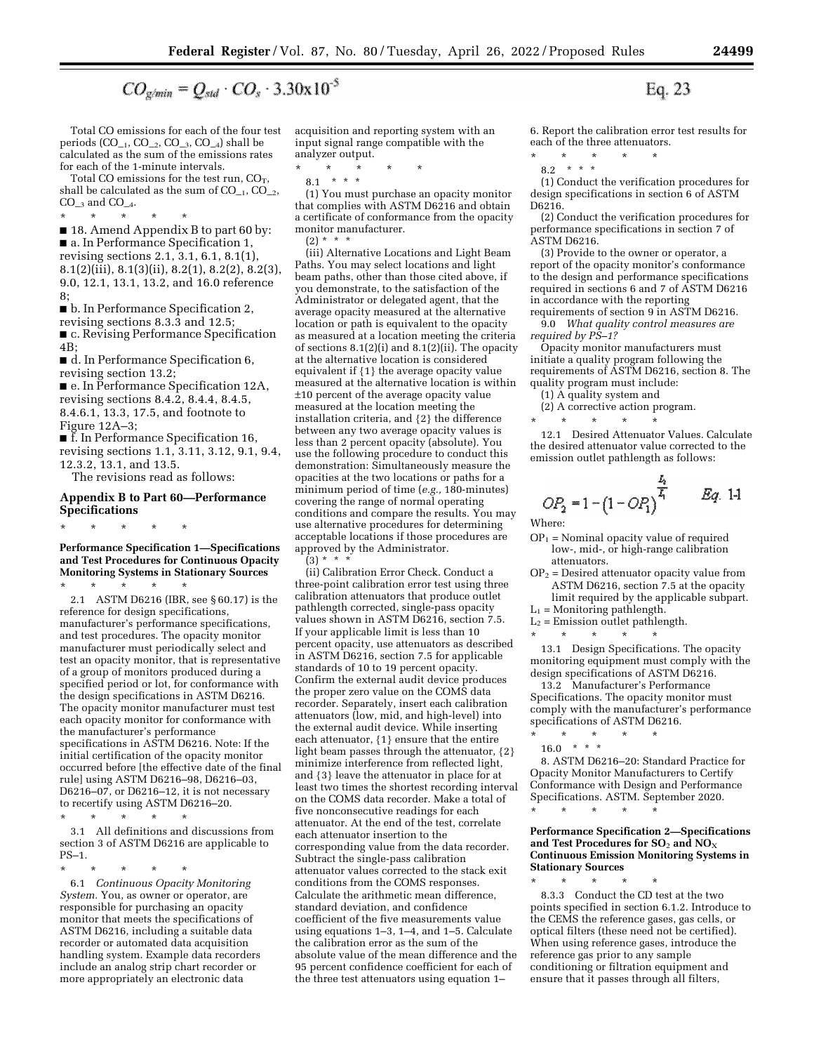$$CO_{g/min} = Q_{std} \cdot CO_s \cdot 3.30\text{x}10^{-5} \qquad \text{Eq. 23}$$

Total CO emissions for each of the four test periods ($CO_{-1}$, $CO_{-2}$, $CO_{-3}$, $CO_{-4}$) shall be calculated as the sum of the emissions rates for each of the 1-minute intervals.

Total CO emissions for the test run, $CO_T$, shall be calculated as the sum of $CO_{-1}$, $CO_{-2}$, $CO_{-3}$ and $CO_{-4}$.

\* \* \* \* \*

■ 18. Amend Appendix B to part 60 by:

■ a. In Performance Specification 1, revising sections 2.1, 3.1, 6.1, 8.1(1), 8.1(2)(iii), 8.1(3)(ii), 8.2(1), 8.2(2), 8.2(3), 9.0, 12.1, 13.1, 13.2, and 16.0 reference 8;

■ b. In Performance Specification 2, revising sections 8.3.3 and 12.5;

■ c. Revising Performance Specification 4B;

■ d. In Performance Specification 6, revising section 13.2;

■ e. In Performance Specification 12A, revising sections 8.4.2, 8.4.4, 8.4.5, 8.4.6.1, 13.3, 17.5, and footnote to Figure 12A–3;

■ f. In Performance Specification 16, revising sections 1.1, 3.11, 3.12, 9.1, 9.4, 12.3.2, 13.1, and 13.5.

The revisions read as follows:

## Appendix B to Part 60—Performance Specifications

\* \* \* \* \*

### Performance Specification 1—Specifications and Test Procedures for Continuous Opacity Monitoring Systems in Stationary Sources

\* \* \* \* \*

2.1 ASTM D6216 (IBR, see § 60.17) is the reference for design specifications, manufacturer's performance specifications, and test procedures. The opacity monitor manufacturer must periodically select and test an opacity monitor, that is representative of a group of monitors produced during a specified period or lot, for conformance with the design specifications in ASTM D6216. The opacity monitor manufacturer must test each opacity monitor for conformance with the manufacturer's performance specifications in ASTM D6216. Note: If the initial certification of the opacity monitor occurred before [the effective date of the final rule] using ASTM D6216–98, D6216–03, D6216–07, or D6216–12, it is not necessary to recertify using ASTM D6216–20.

\* \* \* \* \*

3.1 All definitions and discussions from section 3 of ASTM D6216 are applicable to PS–1.

\* \* \* \* \*

6.1 *Continuous Opacity Monitoring System.* You, as owner or operator, are responsible for purchasing an opacity monitor that meets the specifications of ASTM D6216, including a suitable data recorder or automated data acquisition handling system. Example data recorders include an analog strip chart recorder or more appropriately an electronic data acquisition and reporting system with an input signal range compatible with the analyzer output.

\* \* \* \* \*

8.1 \* \* \*

(1) You must purchase an opacity monitor that complies with ASTM D6216 and obtain a certificate of conformance from the opacity monitor manufacturer.

(2) \* \* \*

(iii) Alternative Locations and Light Beam Paths. You may select locations and light beam paths, other than those cited above, if you demonstrate, to the satisfaction of the Administrator or delegated agent, that the average opacity measured at the alternative location or path is equivalent to the opacity as measured at a location meeting the criteria of sections 8.1(2)(i) and 8.1(2)(ii). The opacity at the alternative location is considered equivalent if {1} the average opacity value measured at the alternative location is within ±10 percent of the average opacity value measured at the location meeting the installation criteria, and {2} the difference between any two average opacity values is less than 2 percent opacity (absolute). You use the following procedure to conduct this demonstration: Simultaneously measure the opacities at the two locations or paths for a minimum period of time (*e.g.,* 180-minutes) covering the range of normal operating conditions and compare the results. You may use alternative procedures for determining acceptable locations if those procedures are approved by the Administrator.

(3) \* \* \*

(ii) Calibration Error Check. Conduct a three-point calibration error test using three calibration attenuators that produce outlet pathlength corrected, single-pass opacity values shown in ASTM D6216, section 7.5. If your applicable limit is less than 10 percent opacity, use attenuators as described in ASTM D6216, section 7.5 for applicable standards of 10 to 19 percent opacity. Confirm the external audit device produces the proper zero value on the COMS data recorder. Separately, insert each calibration attenuators (low, mid, and high-level) into the external audit device. While inserting each attenuator, {1} ensure that the entire light beam passes through the attenuator, {2} minimize interference from reflected light, and {3} leave the attenuator in place for at least two times the shortest recording interval on the COMS data recorder. Make a total of five nonconsecutive readings for each attenuator. At the end of the test, correlate each attenuator insertion to the corresponding value from the data recorder. Subtract the single-pass calibration attenuator values corrected to the stack exit conditions from the COMS responses. Calculate the arithmetic mean difference, standard deviation, and confidence coefficient of the five measurements value using equations 1–3, 1–4, and 1–5. Calculate the calibration error as the sum of the absolute value of the mean difference and the 95 percent confidence coefficient for each of the three test attenuators using equation 1–6. Report the calibration error test results for each of the three attenuators.

\* \* \* \* \*

8.2 \* \* \*

(1) Conduct the verification procedures for design specifications in section 6 of ASTM D6216.

(2) Conduct the verification procedures for performance specifications in section 7 of ASTM D6216.

(3) Provide to the owner or operator, a report of the opacity monitor's conformance to the design and performance specifications required in sections 6 and 7 of ASTM D6216 in accordance with the reporting requirements of section 9 in ASTM D6216.

9.0 *What quality control measures are required by PS–1?*

Opacity monitor manufacturers must initiate a quality program following the requirements of ASTM D6216, section 8. The quality program must include:

(1) A quality system and

(2) A corrective action program.

\* \* \* \* \*

12.1 Desired Attenuator Values. Calculate the desired attenuator value corrected to the emission outlet pathlength as follows:

$$OP_2 = 1 - (1 - OP_1)^{\frac{L_2}{L_1}} \qquad Eq.\ 1\text{-}1$$

Where:

$OP_1$ = Nominal opacity value of required low-, mid-, or high-range calibration attenuators.

$OP_2$ = Desired attenuator opacity value from ASTM D6216, section 7.5 at the opacity limit required by the applicable subpart.

$L_1$ = Monitoring pathlength.

$L_2$ = Emission outlet pathlength.

\* \* \* \* \*

13.1 Design Specifications. The opacity monitoring equipment must comply with the design specifications of ASTM D6216.

13.2 Manufacturer's Performance Specifications. The opacity monitor must comply with the manufacturer's performance specifications of ASTM D6216.

\* \* \* \* \*

16.0 \* \* \*

8. ASTM D6216–20: Standard Practice for Opacity Monitor Manufacturers to Certify Conformance with Design and Performance Specifications. ASTM. September 2020.

\* \* \* \* \*

### Performance Specification 2—Specifications and Test Procedures for $SO_2$ and $NO_X$ Continuous Emission Monitoring Systems in Stationary Sources

\* \* \* \* \*

8.3.3 Conduct the CD test at the two points specified in section 6.1.2. Introduce to the CEMS the reference gases, gas cells, or optical filters (these need not be certified). When using reference gases, introduce the reference gas prior to any sample conditioning or filtration equipment and ensure that it passes through all filters,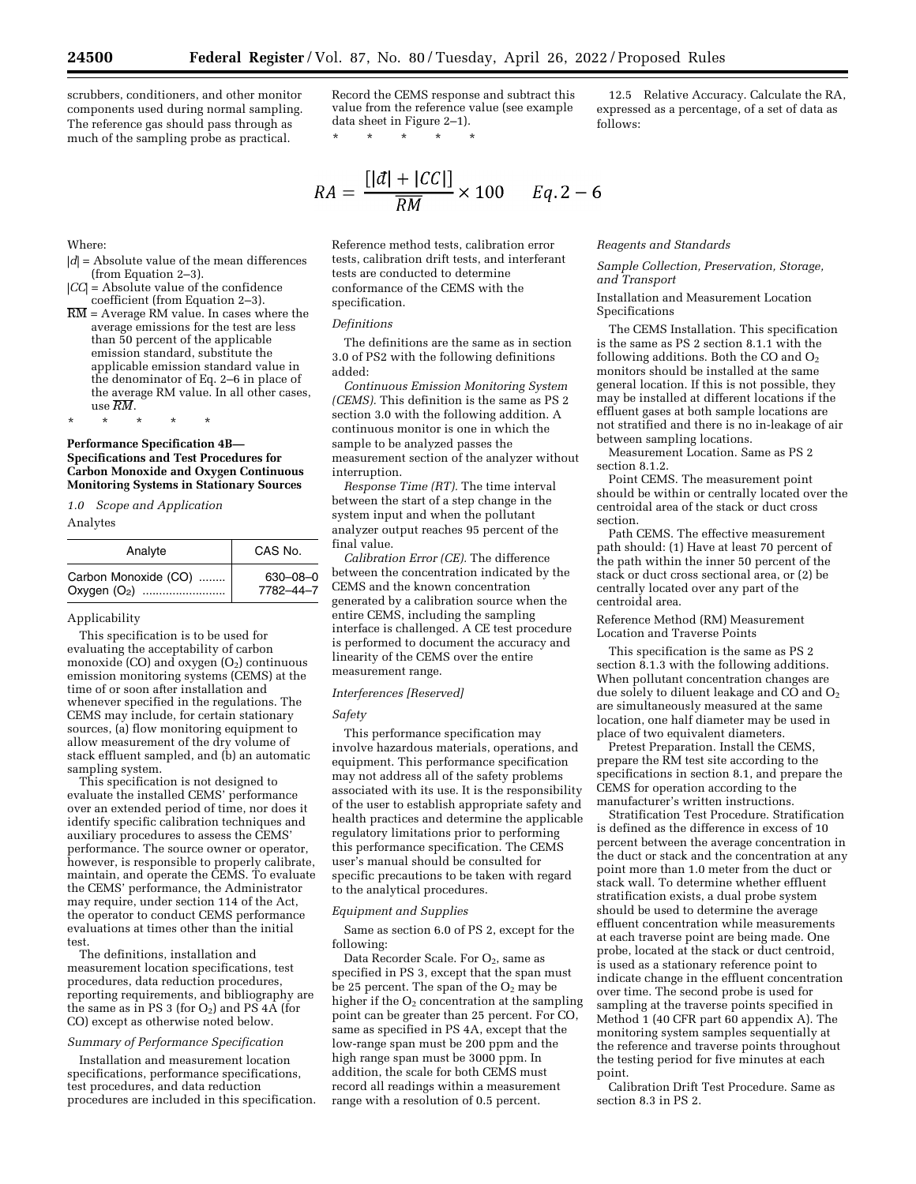scrubbers, conditioners, and other monitor components used during normal sampling. The reference gas should pass through as much of the sampling probe as practical.

Record the CEMS response and subtract this value from the reference value (see example data sheet in Figure 2–1).

\* \* \* \* \*

12.5 Relative Accuracy. Calculate the RA, expressed as a percentage, of a set of data as follows:

$$RA = \frac{[|\bar{d}| + |CC|]}{\overline{RM}} \times 100 \qquad Eq. 2-6$$

Where:

$|d|$ = Absolute value of the mean differences (from Equation 2–3).

$|CC|$ = Absolute value of the confidence coefficient (from Equation 2–3).

$\overline{RM}$ = Average RM value. In cases where the average emissions for the test are less than 50 percent of the applicable emission standard, substitute the applicable emission standard value in the denominator of Eq. 2–6 in place of the average RM value. In all other cases, use $\overline{RM}$.

\* \* \* \* \*

**Performance Specification 4B—Specifications and Test Procedures for Carbon Monoxide and Oxygen Continuous Monitoring Systems in Stationary Sources**

*1.0 Scope and Application*

Analytes

| Analyte | CAS No. |
| --- | --- |
| Carbon Monoxide (CO) ........ | 630–08–0 |
| Oxygen ($O_2$) ......................... | 7782–44–7 |

Applicability

This specification is to be used for evaluating the acceptability of carbon monoxide (CO) and oxygen ($O_2$) continuous emission monitoring systems (CEMS) at the time of or soon after installation and whenever specified in the regulations. The CEMS may include, for certain stationary sources, (a) flow monitoring equipment to allow measurement of the dry volume of stack effluent sampled, and (b) an automatic sampling system.

This specification is not designed to evaluate the installed CEMS' performance over an extended period of time, nor does it identify specific calibration techniques and auxiliary procedures to assess the CEMS' performance. The source owner or operator, however, is responsible to properly calibrate, maintain, and operate the CEMS. To evaluate the CEMS' performance, the Administrator may require, under section 114 of the Act, the operator to conduct CEMS performance evaluations at times other than the initial test.

The definitions, installation and measurement location specifications, test procedures, data reduction procedures, reporting requirements, and bibliography are the same as in PS 3 (for $O_2$) and PS 4A (for CO) except as otherwise noted below.

*Summary of Performance Specification*

Installation and measurement location specifications, performance specifications, test procedures, and data reduction procedures are included in this specification. Reference method tests, calibration error tests, calibration drift tests, and interferant tests are conducted to determine conformance of the CEMS with the specification.

*Definitions*

The definitions are the same as in section 3.0 of PS2 with the following definitions added:

*Continuous Emission Monitoring System (CEMS).* This definition is the same as PS 2 section 3.0 with the following addition. A continuous monitor is one in which the sample to be analyzed passes the measurement section of the analyzer without interruption.

*Response Time (RT).* The time interval between the start of a step change in the system input and when the pollutant analyzer output reaches 95 percent of the final value.

*Calibration Error (CE).* The difference between the concentration indicated by the CEMS and the known concentration generated by a calibration source when the entire CEMS, including the sampling interface is challenged. A CE test procedure is performed to document the accuracy and linearity of the CEMS over the entire measurement range.

*Interferences [Reserved]*

*Safety*

This performance specification may involve hazardous materials, operations, and equipment. This performance specification may not address all of the safety problems associated with its use. It is the responsibility of the user to establish appropriate safety and health practices and determine the applicable regulatory limitations prior to performing this performance specification. The CEMS user's manual should be consulted for specific precautions to be taken with regard to the analytical procedures.

*Equipment and Supplies*

Same as section 6.0 of PS 2, except for the following:

Data Recorder Scale. For $O_2$, same as specified in PS 3, except that the span must be 25 percent. The span of the $O_2$ may be higher if the $O_2$ concentration at the sampling point can be greater than 25 percent. For CO, same as specified in PS 4A, except that the low-range span must be 200 ppm and the high range span must be 3000 ppm. In addition, the scale for both CEMS must record all readings within a measurement range with a resolution of 0.5 percent.

*Reagents and Standards*

*Sample Collection, Preservation, Storage, and Transport*

Installation and Measurement Location Specifications

The CEMS Installation. This specification is the same as PS 2 section 8.1.1 with the following additions. Both the CO and $O_2$ monitors should be installed at the same general location. If this is not possible, they may be installed at different locations if the effluent gases at both sample locations are not stratified and there is no in-leakage of air between sampling locations.

Measurement Location. Same as PS 2 section 8.1.2.

Point CEMS. The measurement point should be within or centrally located over the centroidal area of the stack or duct cross section.

Path CEMS. The effective measurement path should: (1) Have at least 70 percent of the path within the inner 50 percent of the stack or duct cross sectional area, or (2) be centrally located over any part of the centroidal area.

Reference Method (RM) Measurement Location and Traverse Points

This specification is the same as PS 2 section 8.1.3 with the following additions. When pollutant concentration changes are due solely to diluent leakage and CO and $O_2$ are simultaneously measured at the same location, one half diameter may be used in place of two equivalent diameters.

Pretest Preparation. Install the CEMS, prepare the RM test site according to the specifications in section 8.1, and prepare the CEMS for operation according to the manufacturer's written instructions.

Stratification Test Procedure. Stratification is defined as the difference in excess of 10 percent between the average concentration in the duct or stack and the concentration at any point more than 1.0 meter from the duct or stack wall. To determine whether effluent stratification exists, a dual probe system should be used to determine the average effluent concentration while measurements at each traverse point are being made. One probe, located at the stack or duct centroid, is used as a stationary reference point to indicate change in the effluent concentration over time. The second probe is used for sampling at the traverse points specified in Method 1 (40 CFR part 60 appendix A). The monitoring system samples sequentially at the reference and traverse points throughout the testing period for five minutes at each point.

Calibration Drift Test Procedure. Same as section 8.3 in PS 2.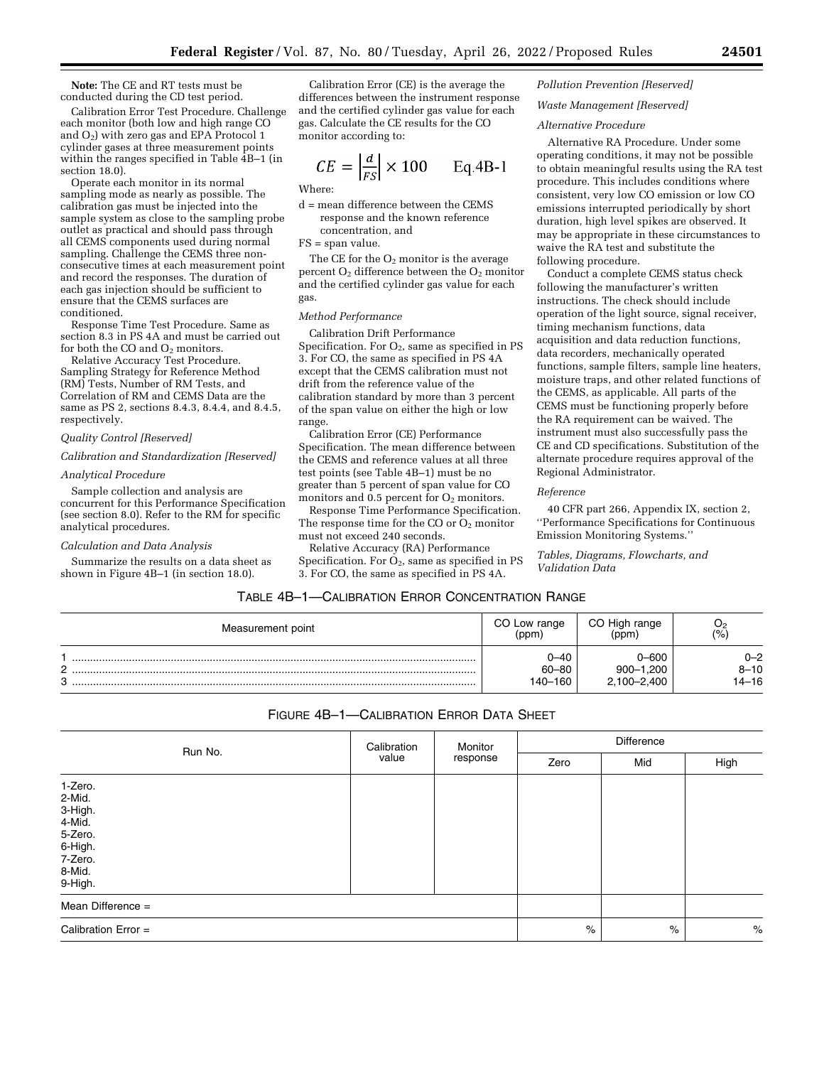**Note:** The CE and RT tests must be conducted during the CD test period.

Calibration Error Test Procedure. Challenge each monitor (both low and high range CO and $O_2$) with zero gas and EPA Protocol 1 cylinder gases at three measurement points within the ranges specified in Table 4B–1 (in section 18.0).

Operate each monitor in its normal sampling mode as nearly as possible. The calibration gas must be injected into the sample system as close to the sampling probe outlet as practical and should pass through all CEMS components used during normal sampling. Challenge the CEMS three non-consecutive times at each measurement point and record the responses. The duration of each gas injection should be sufficient to ensure that the CEMS surfaces are conditioned.

Response Time Test Procedure. Same as section 8.3 in PS 4A and must be carried out for both the CO and $O_2$ monitors.

Relative Accuracy Test Procedure. Sampling Strategy for Reference Method (RM) Tests, Number of RM Tests, and Correlation of RM and CEMS Data are the same as PS 2, sections 8.4.3, 8.4.4, and 8.4.5, respectively.

*Quality Control [Reserved]*

*Calibration and Standardization [Reserved]*

*Analytical Procedure*

Sample collection and analysis are concurrent for this Performance Specification (see section 8.0). Refer to the RM for specific analytical procedures.

*Calculation and Data Analysis*

Summarize the results on a data sheet as shown in Figure 4B–1 (in section 18.0).

Calibration Error (CE) is the average the differences between the instrument response and the certified cylinder gas value for each gas. Calculate the CE results for the CO monitor according to:

$$CE = \left|\frac{d}{FS}\right| \times 100 \qquad \text{Eq.4B-1}$$

Where:

d = mean difference between the CEMS response and the known reference concentration, and

FS = span value.

The CE for the $O_2$ monitor is the average percent $O_2$ difference between the $O_2$ monitor and the certified cylinder gas value for each gas.

*Method Performance*

Calibration Drift Performance Specification. For $O_2$, same as specified in PS 3. For CO, the same as specified in PS 4A except that the CEMS calibration must not drift from the reference value of the calibration standard by more than 3 percent of the span value on either the high or low range.

Calibration Error (CE) Performance Specification. The mean difference between the CEMS and reference values at all three test points (see Table 4B–1) must be no greater than 5 percent of span value for CO monitors and 0.5 percent for $O_2$ monitors.

Response Time Performance Specification. The response time for the CO or $O_2$ monitor must not exceed 240 seconds.

Relative Accuracy (RA) Performance Specification. For $O_2$, same as specified in PS 3. For CO, the same as specified in PS 4A.

*Pollution Prevention [Reserved]*

*Waste Management [Reserved]*

*Alternative Procedure*

Alternative RA Procedure. Under some operating conditions, it may not be possible to obtain meaningful results using the RA test procedure. This includes conditions where consistent, very low CO emission or low CO emissions interrupted periodically by short duration, high level spikes are observed. It may be appropriate in these circumstances to waive the RA test and substitute the following procedure.

Conduct a complete CEMS status check following the manufacturer's written instructions. The check should include operation of the light source, signal receiver, timing mechanism functions, data acquisition and data reduction functions, data recorders, mechanically operated functions, sample filters, sample line heaters, moisture traps, and other related functions of the CEMS, as applicable. All parts of the CEMS must be functioning properly before the RA requirement can be waived. The instrument must also successfully pass the CE and CD specifications. Substitution of the alternate procedure requires approval of the Regional Administrator.

*Reference*

40 CFR part 266, Appendix IX, section 2, ''Performance Specifications for Continuous Emission Monitoring Systems.''

*Tables, Diagrams, Flowcharts, and Validation Data*

TABLE 4B–1—CALIBRATION ERROR CONCENTRATION RANGE

| Measurement point | CO Low range (ppm) | CO High range (ppm) | $O_2$ (%) |
|---|---|---|---|
| 1 | 0–40 | 0–600 | 0–2 |
| 2 | 60–80 | 900–1,200 | 8–10 |
| 3 | 140–160 | 2,100–2,400 | 14–16 |

FIGURE 4B–1—CALIBRATION ERROR DATA SHEET

| Run No. | Calibration value | Monitor response | Difference | | |
|---|---|---|---|---|---|
| | | | Zero | Mid | High |
| 1-Zero. | | | | | |
| 2-Mid. | | | | | |
| 3-High. | | | | | |
| 4-Mid. | | | | | |
| 5-Zero. | | | | | |
| 6-High. | | | | | |
| 7-Zero. | | | | | |
| 8-Mid. | | | | | |
| 9-High. | | | | | |
| Mean Difference = | | | | | |
| Calibration Error = | | | % | % | % |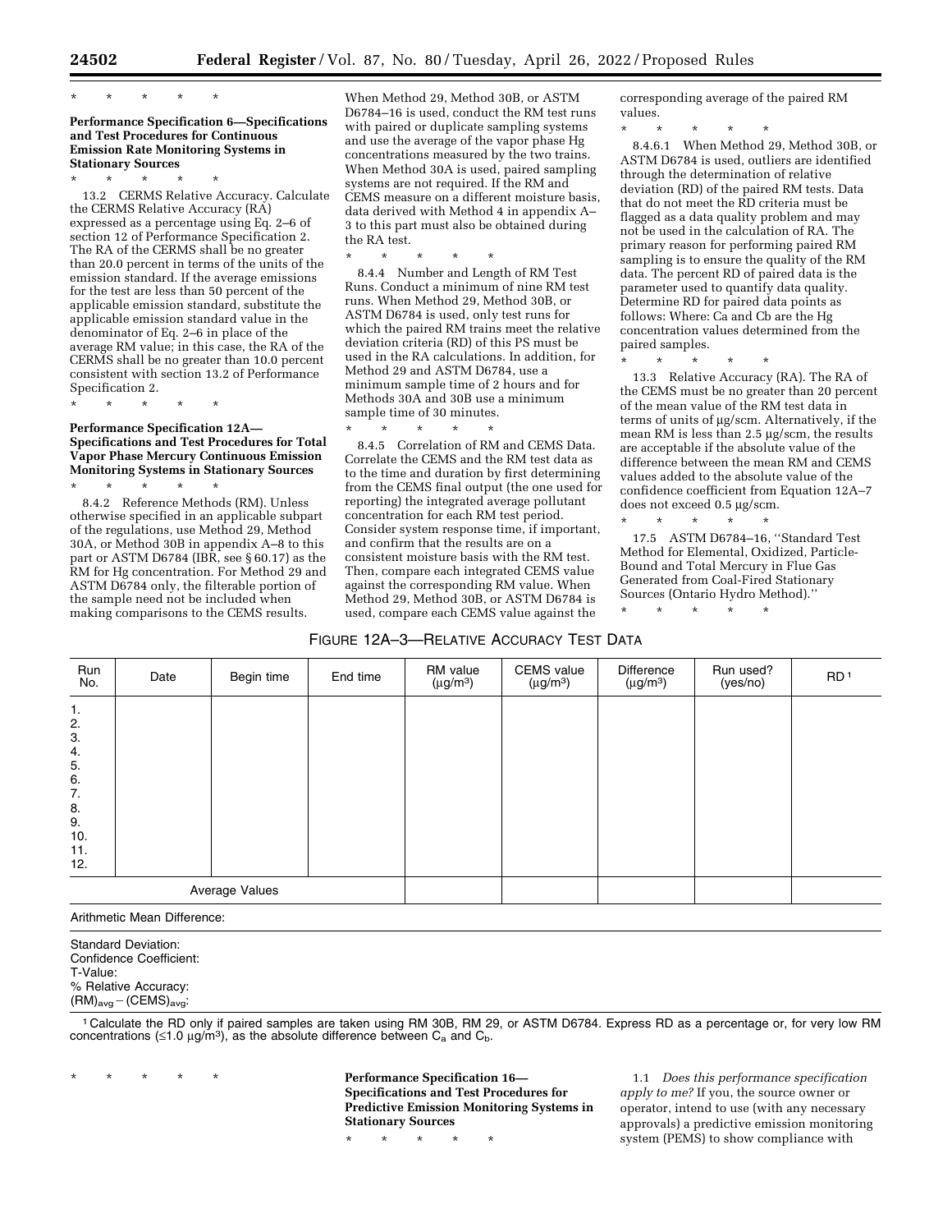\* \* \* \* \*

**Performance Specification 6—Specifications and Test Procedures for Continuous Emission Rate Monitoring Systems in Stationary Sources**

\* \* \* \* \*

13.2 CERMS Relative Accuracy. Calculate the CERMS Relative Accuracy (RA) expressed as a percentage using Eq. 2–6 of section 12 of Performance Specification 2. The RA of the CERMS shall be no greater than 20.0 percent in terms of the units of the emission standard. If the average emissions for the test are less than 50 percent of the applicable emission standard, substitute the applicable emission standard value in the denominator of Eq. 2–6 in place of the average RM value; in this case, the RA of the CERMS shall be no greater than 10.0 percent consistent with section 13.2 of Performance Specification 2.

\* \* \* \* \*

**Performance Specification 12A—Specifications and Test Procedures for Total Vapor Phase Mercury Continuous Emission Monitoring Systems in Stationary Sources**

\* \* \* \* \*

8.4.2 Reference Methods (RM). Unless otherwise specified in an applicable subpart of the regulations, use Method 29, Method 30A, or Method 30B in appendix A–8 to this part or ASTM D6784 (IBR, see § 60.17) as the RM for Hg concentration. For Method 29 and ASTM D6784 only, the filterable portion of the sample need not be included when making comparisons to the CEMS results. When Method 29, Method 30B, or ASTM D6784–16 is used, conduct the RM test runs with paired or duplicate sampling systems and use the average of the vapor phase Hg concentrations measured by the two trains. When Method 30A is used, paired sampling systems are not required. If the RM and CEMS measure on a different moisture basis, data derived with Method 4 in appendix A–3 to this part must also be obtained during the RA test.

\* \* \* \* \*

8.4.4 Number and Length of RM Test Runs. Conduct a minimum of nine RM test runs. When Method 29, Method 30B, or ASTM D6784 is used, only test runs for which the paired RM trains meet the relative deviation criteria (RD) of this PS must be used in the RA calculations. In addition, for Method 29 and ASTM D6784, use a minimum sample time of 2 hours and for Methods 30A and 30B use a minimum sample time of 30 minutes.

\* \* \* \* \*

8.4.5 Correlation of RM and CEMS Data. Correlate the CEMS and the RM test data as to the time and duration by first determining from the CEMS final output (the one used for reporting) the integrated average pollutant concentration for each RM test period. Consider system response time, if important, and confirm that the results are on a consistent moisture basis with the RM test. Then, compare each integrated CEMS value against the corresponding RM value. When Method 29, Method 30B, or ASTM D6784 is used, compare each CEMS value against the corresponding average of the paired RM values.

\* \* \* \* \*

8.4.6.1 When Method 29, Method 30B, or ASTM D6784 is used, outliers are identified through the determination of relative deviation (RD) of the paired RM tests. Data that do not meet the RD criteria must be flagged as a data quality problem and may not be used in the calculation of RA. The primary reason for performing paired RM sampling is to ensure the quality of the RM data. The percent RD of paired data is the parameter used to quantify data quality. Determine RD for paired data points as follows: Where: Ca and Cb are the Hg concentration values determined from the paired samples.

\* \* \* \* \*

13.3 Relative Accuracy (RA). The RA of the CEMS must be no greater than 20 percent of the mean value of the RM test data in terms of units of μg/scm. Alternatively, if the mean RM is less than 2.5 μg/scm, the results are acceptable if the absolute value of the difference between the mean RM and CEMS values added to the absolute value of the confidence coefficient from Equation 12A–7 does not exceed 0.5 μg/scm.

\* \* \* \* \*

17.5 ASTM D6784–16, ''Standard Test Method for Elemental, Oxidized, Particle-Bound and Total Mercury in Flue Gas Generated from Coal-Fired Stationary Sources (Ontario Hydro Method).''

\* \* \* \* \*

FIGURE 12A–3—RELATIVE ACCURACY TEST DATA

| Run No. | Date | Begin time | End time | RM value (μg/m$^3$) | CEMS value (μg/m$^3$) | Difference (μg/m$^3$) | Run used? (yes/no) | RD [1] |
|---|---|---|---|---|---|---|---|---|
| 1. | | | | | | | | |
| 2. | | | | | | | | |
| 3. | | | | | | | | |
| 4. | | | | | | | | |
| 5. | | | | | | | | |
| 6. | | | | | | | | |
| 7. | | | | | | | | |
| 8. | | | | | | | | |
| 9. | | | | | | | | |
| 10. | | | | | | | | |
| 11. | | | | | | | | |
| 12. | | | | | | | | |
| Average Values | | | | | | | | |

Arithmetic Mean Difference:

Standard Deviation:
Confidence Coefficient:
T-Value:
% Relative Accuracy:
$(RM)_{avg} - (CEMS)_{avg}$:

[1] Calculate the RD only if paired samples are taken using RM 30B, RM 29, or ASTM D6784. Express RD as a percentage or, for very low RM concentrations (≤1.0 μg/m$^3$), as the absolute difference between $C_a$ and $C_b$.

\* \* \* \* \*

**Performance Specification 16—Specifications and Test Procedures for Predictive Emission Monitoring Systems in Stationary Sources**

\* \* \* \* \*

1.1 *Does this performance specification apply to me?* If you, the source owner or operator, intend to use (with any necessary approvals) a predictive emission monitoring system (PEMS) to show compliance with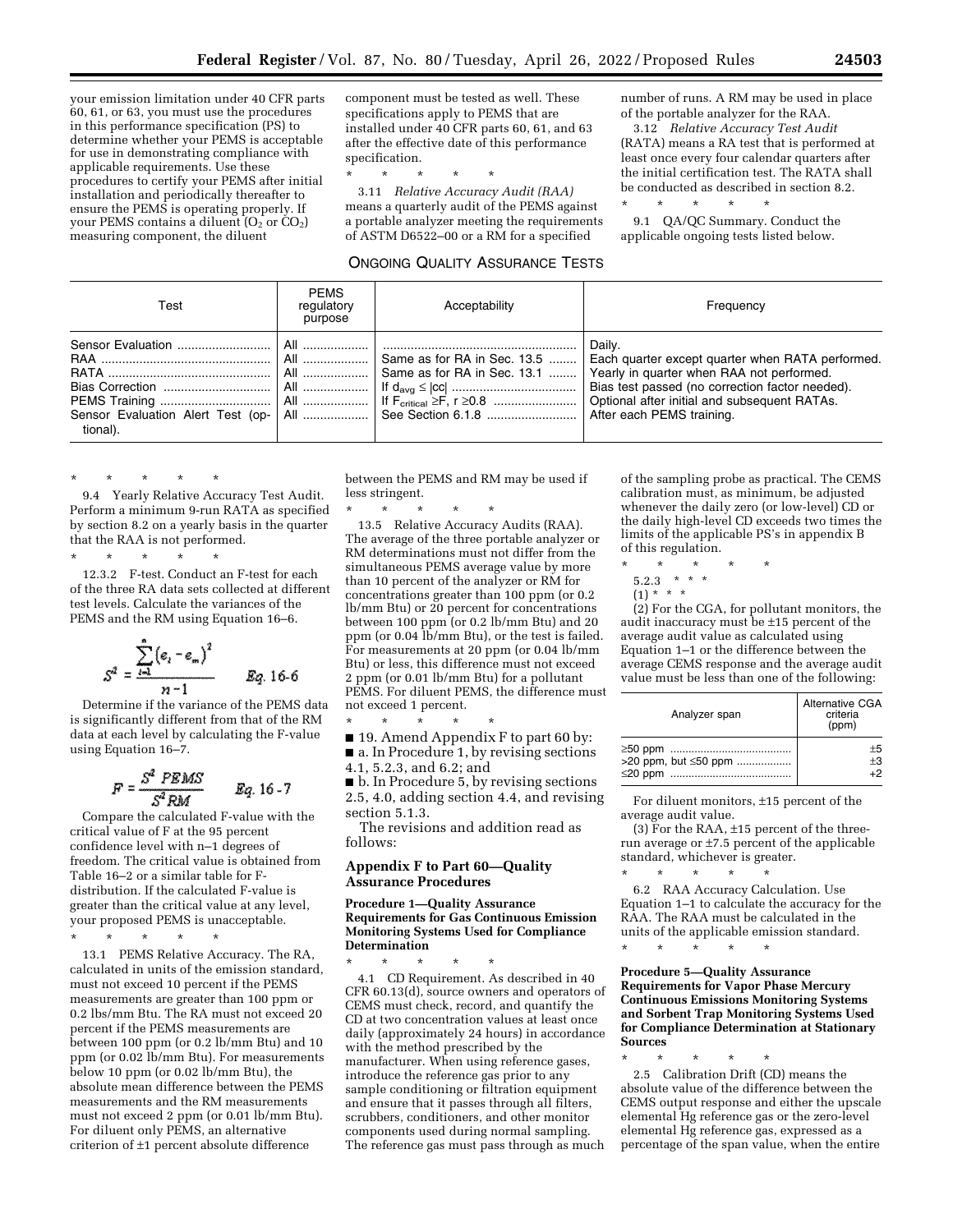your emission limitation under 40 CFR parts 60, 61, or 63, you must use the procedures in this performance specification (PS) to determine whether your PEMS is acceptable for use in demonstrating compliance with applicable requirements. Use these procedures to certify your PEMS after initial installation and periodically thereafter to ensure the PEMS is operating properly. If your PEMS contains a diluent ($O_2$ or $CO_2$) measuring component, the diluent component must be tested as well. These specifications apply to PEMS that are installed under 40 CFR parts 60, 61, and 63 after the effective date of this performance specification.

\* \* \* \* \*

3.11 *Relative Accuracy Audit (RAA)* means a quarterly audit of the PEMS against a portable analyzer meeting the requirements of ASTM D6522–00 or a RM for a specified number of runs. A RM may be used in place of the portable analyzer for the RAA.

3.12 *Relative Accuracy Test Audit* (RATA) means a RA test that is performed at least once every four calendar quarters after the initial certification test. The RATA shall be conducted as described in section 8.2.

\* \* \* \* \*

9.1 QA/QC Summary. Conduct the applicable ongoing tests listed below.

ONGOING QUALITY ASSURANCE TESTS

| Test | PEMS regulatory purpose | Acceptability | Frequency |
|---|---|---|---|
| Sensor Evaluation | All | | Daily. |
| RAA | All | Same as for RA in Sec. 13.5 | Each quarter except quarter when RATA performed. |
| RATA | All | Same as for RA in Sec. 13.1 | Yearly in quarter when RAA not performed. |
| Bias Correction | All | If $d_{avg} \leq \|cc\|$ | Bias test passed (no correction factor needed). |
| PEMS Training | All | If $F_{critical} \geq F$, $r \geq 0.8$ | Optional after initial and subsequent RATAs. |
| Sensor Evaluation Alert Test (optional). | All | See Section 6.1.8 | After each PEMS training. |

\* \* \* \* \*

9.4 Yearly Relative Accuracy Test Audit. Perform a minimum 9-run RATA as specified by section 8.2 on a yearly basis in the quarter that the RAA is not performed.

\* \* \* \* \*

12.3.2 F-test. Conduct an F-test for each of the three RA data sets collected at different test levels. Calculate the variances of the PEMS and the RM using Equation 16–6.

$$S^2 = \frac{\sum_{i=1}^{n}(e_i - e_m)^2}{n-1} \qquad Eq.\ 16\text{-}6$$

Determine if the variance of the PEMS data is significantly different from that of the RM data at each level by calculating the F-value using Equation 16–7.

$$F = \frac{S^2\ PEMS}{S^2\ RM} \qquad Eq.\ 16\text{-}7$$

Compare the calculated F-value with the critical value of F at the 95 percent confidence level with n–1 degrees of freedom. The critical value is obtained from Table 16–2 or a similar table for F-distribution. If the calculated F-value is greater than the critical value at any level, your proposed PEMS is unacceptable.

\* \* \* \* \*

13.1 PEMS Relative Accuracy. The RA, calculated in units of the emission standard, must not exceed 10 percent if the PEMS measurements are greater than 100 ppm or 0.2 lbs/mm Btu. The RA must not exceed 20 percent if the PEMS measurements are between 100 ppm (or 0.2 lb/mm Btu) and 10 ppm (or 0.02 lb/mm Btu). For measurements below 10 ppm (or 0.02 lb/mm Btu), the absolute mean difference between the PEMS measurements and the RM measurements must not exceed 2 ppm (or 0.01 lb/mm Btu). For diluent only PEMS, an alternative criterion of ±1 percent absolute difference between the PEMS and RM may be used if less stringent.

\* \* \* \* \*

13.5 Relative Accuracy Audits (RAA). The average of the three portable analyzer or RM determinations must not differ from the simultaneous PEMS average value by more than 10 percent of the analyzer or RM for concentrations greater than 100 ppm (or 0.2 lb/mm Btu) or 20 percent for concentrations between 100 ppm (or 0.2 lb/mm Btu) and 20 ppm (or 0.04 lb/mm Btu), or the test is failed. For measurements at 20 ppm (or 0.04 lb/mm Btu) or less, this difference must not exceed 2 ppm (or 0.01 lb/mm Btu) for a pollutant PEMS. For diluent PEMS, the difference must not exceed 1 percent.

\* \* \* \* \*

■ 19. Amend Appendix F to part 60 by:

■ a. In Procedure 1, by revising sections 4.1, 5.2.3, and 6.2; and

■ b. In Procedure 5, by revising sections 2.5, 4.0, adding section 4.4, and revising section 5.1.3.

The revisions and addition read as follows:

## Appendix F to Part 60—Quality Assurance Procedures

### Procedure 1—Quality Assurance Requirements for Gas Continuous Emission Monitoring Systems Used for Compliance Determination

\* \* \* \* \*

4.1 CD Requirement. As described in 40 CFR 60.13(d), source owners and operators of CEMS must check, record, and quantify the CD at two concentration values at least once daily (approximately 24 hours) in accordance with the method prescribed by the manufacturer. When using reference gases, introduce the reference gas prior to any sample conditioning or filtration equipment and ensure that it passes through all filters, scrubbers, conditioners, and other monitor components used during normal sampling. The reference gas must pass through as much of the sampling probe as practical. The CEMS calibration must, as minimum, be adjusted whenever the daily zero (or low-level) CD or the daily high-level CD exceeds two times the limits of the applicable PS's in appendix B of this regulation.

\* \* \* \* \*

5.2.3 \* \* \*

(1) \* \* \*

(2) For the CGA, for pollutant monitors, the audit inaccuracy must be ±15 percent of the average audit value as calculated using Equation 1–1 or the difference between the average CEMS response and the average audit value must be less than one of the following:

| Analyzer span | Alternative CGA criteria (ppm) |
|---|---|
| ≥50 ppm | ±5 |
| >20 ppm, but ≤50 ppm | ±3 |
| ≤20 ppm | +2 |

For diluent monitors, ±15 percent of the average audit value.

(3) For the RAA, ±15 percent of the three-run average or ±7.5 percent of the applicable standard, whichever is greater.

\* \* \* \* \*

6.2 RAA Accuracy Calculation. Use Equation 1–1 to calculate the accuracy for the RAA. The RAA must be calculated in the units of the applicable emission standard.

\* \* \* \* \*

### Procedure 5—Quality Assurance Requirements for Vapor Phase Mercury Continuous Emissions Monitoring Systems and Sorbent Trap Monitoring Systems Used for Compliance Determination at Stationary Sources

\* \* \* \* \*

2.5 Calibration Drift (CD) means the absolute value of the difference between the CEMS output response and either the upscale elemental Hg reference gas or the zero-level elemental Hg reference gas, expressed as a percentage of the span value, when the entire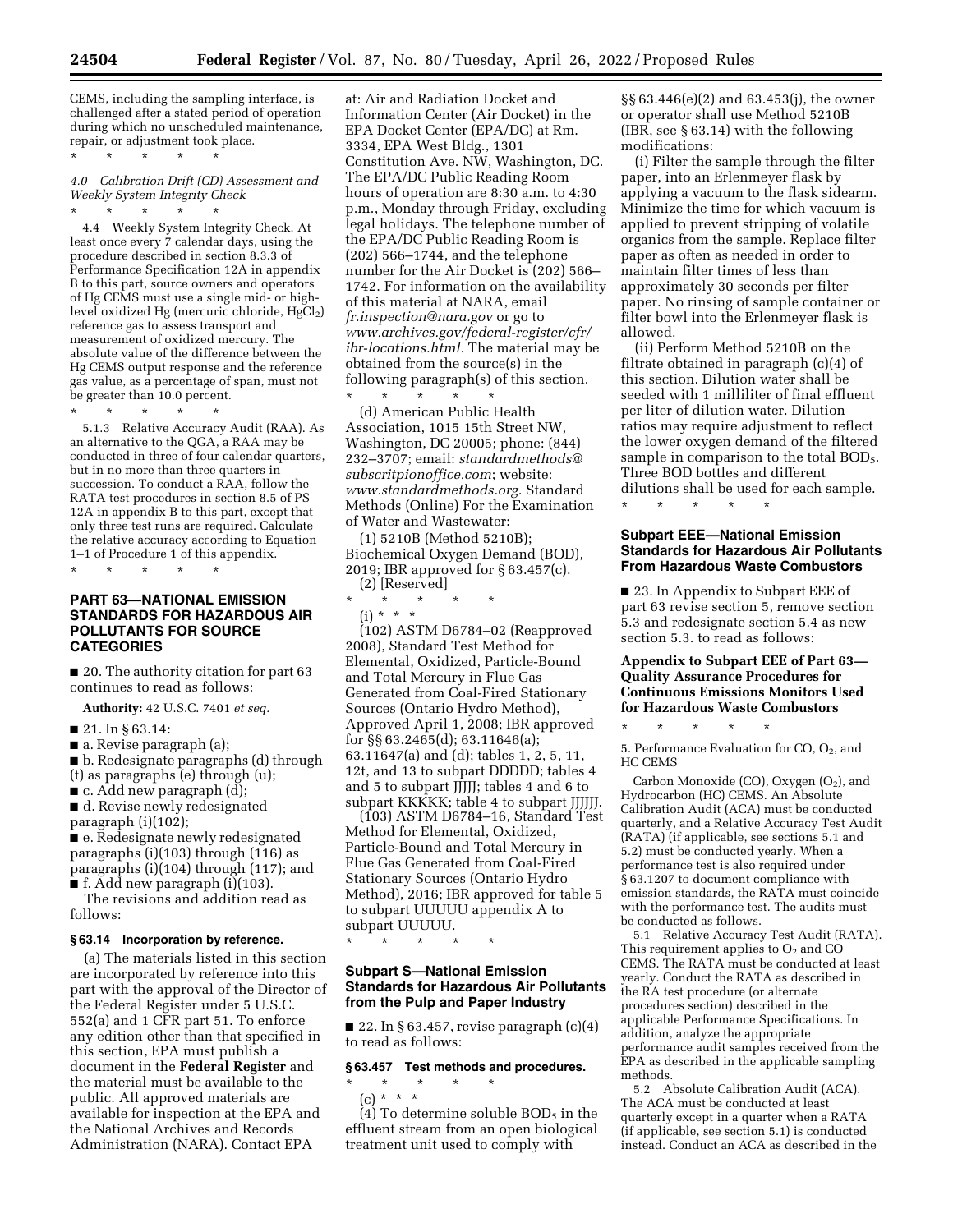CEMS, including the sampling interface, is challenged after a stated period of operation during which no unscheduled maintenance, repair, or adjustment took place.

\* \* \* \* \*

*4.0 Calibration Drift (CD) Assessment and Weekly System Integrity Check*

\* \* \* \* \*

4.4 Weekly System Integrity Check. At least once every 7 calendar days, using the procedure described in section 8.3.3 of Performance Specification 12A in appendix B to this part, source owners and operators of Hg CEMS must use a single mid- or high-level oxidized Hg (mercuric chloride, $HgCl_2$) reference gas to assess transport and measurement of oxidized mercury. The absolute value of the difference between the Hg CEMS output response and the reference gas value, as a percentage of span, must not be greater than 10.0 percent.

\* \* \* \* \*

5.1.3 Relative Accuracy Audit (RAA). As an alternative to the QGA, a RAA may be conducted in three of four calendar quarters, but in no more than three quarters in succession. To conduct a RAA, follow the RATA test procedures in section 8.5 of PS 12A in appendix B to this part, except that only three test runs are required. Calculate the relative accuracy according to Equation 1–1 of Procedure 1 of this appendix.

\* \* \* \* \*

## PART 63—NATIONAL EMISSION STANDARDS FOR HAZARDOUS AIR POLLUTANTS FOR SOURCE CATEGORIES

■ 20. The authority citation for part 63 continues to read as follows:

**Authority:** 42 U.S.C. 7401 *et seq.*

■ 21. In § 63.14:

■ a. Revise paragraph (a);

■ b. Redesignate paragraphs (d) through (t) as paragraphs (e) through (u);

■ c. Add new paragraph (d);

■ d. Revise newly redesignated paragraph (i)(102);

■ e. Redesignate newly redesignated paragraphs (i)(103) through (116) as paragraphs (i)(104) through (117); and

■ f. Add new paragraph (i)(103).

The revisions and addition read as follows:

### § 63.14 Incorporation by reference.

(a) The materials listed in this section are incorporated by reference into this part with the approval of the Director of the Federal Register under 5 U.S.C. 552(a) and 1 CFR part 51. To enforce any edition other than that specified in this section, EPA must publish a document in the **Federal Register** and the material must be available to the public. All approved materials are available for inspection at the EPA and the National Archives and Records Administration (NARA). Contact EPA at: Air and Radiation Docket and Information Center (Air Docket) in the EPA Docket Center (EPA/DC) at Rm. 3334, EPA West Bldg., 1301 Constitution Ave. NW, Washington, DC. The EPA/DC Public Reading Room hours of operation are 8:30 a.m. to 4:30 p.m., Monday through Friday, excluding legal holidays. The telephone number of the EPA/DC Public Reading Room is (202) 566–1744, and the telephone number for the Air Docket is (202) 566–1742. For information on the availability of this material at NARA, email *fr.inspection@nara.gov* or go to *www.archives.gov/federal-register/cfr/ibr-locations.html.* The material may be obtained from the source(s) in the following paragraph(s) of this section.

\* \* \* \* \*

(d) American Public Health Association, 1015 15th Street NW, Washington, DC 20005; phone: (844) 232–3707; email: *standardmethods@subscritpionoffice.com*; website: *www.standardmethods.org.* Standard Methods (Online) For the Examination of Water and Wastewater:

(1) 5210B (Method 5210B); Biochemical Oxygen Demand (BOD), 2019; IBR approved for § 63.457(c).

(2) [Reserved]

\* \* \* \* \*

(i) \* \* \*

(102) ASTM D6784–02 (Reapproved 2008), Standard Test Method for Elemental, Oxidized, Particle-Bound and Total Mercury in Flue Gas Generated from Coal-Fired Stationary Sources (Ontario Hydro Method), Approved April 1, 2008; IBR approved for §§ 63.2465(d); 63.11646(a); 63.11647(a) and (d); tables 1, 2, 5, 11, 12t, and 13 to subpart DDDDD; tables 4 and 5 to subpart JJJJJ; tables 4 and 6 to subpart KKKKK; table 4 to subpart JJJJJJ.

(103) ASTM D6784–16, Standard Test Method for Elemental, Oxidized, Particle-Bound and Total Mercury in Flue Gas Generated from Coal-Fired Stationary Sources (Ontario Hydro Method), 2016; IBR approved for table 5 to subpart UUUUU appendix A to subpart UUUUU.

\* \* \* \* \*

## Subpart S—National Emission Standards for Hazardous Air Pollutants from the Pulp and Paper Industry

■ 22. In § 63.457, revise paragraph (c)(4) to read as follows:

### § 63.457 Test methods and procedures.

\* \* \* \* \*

(c) \* \* \*

(4) To determine soluble $BOD_5$ in the effluent stream from an open biological treatment unit used to comply with §§ 63.446(e)(2) and 63.453(j), the owner or operator shall use Method 5210B (IBR, see § 63.14) with the following modifications:

(i) Filter the sample through the filter paper, into an Erlenmeyer flask by applying a vacuum to the flask sidearm. Minimize the time for which vacuum is applied to prevent stripping of volatile organics from the sample. Replace filter paper as often as needed in order to maintain filter times of less than approximately 30 seconds per filter paper. No rinsing of sample container or filter bowl into the Erlenmeyer flask is allowed.

(ii) Perform Method 5210B on the filtrate obtained in paragraph (c)(4) of this section. Dilution water shall be seeded with 1 milliliter of final effluent per liter of dilution water. Dilution ratios may require adjustment to reflect the lower oxygen demand of the filtered sample in comparison to the total $BOD_5$. Three BOD bottles and different dilutions shall be used for each sample.

\* \* \* \* \*

## Subpart EEE—National Emission Standards for Hazardous Air Pollutants From Hazardous Waste Combustors

■ 23. In Appendix to Subpart EEE of part 63 revise section 5, remove section 5.3 and redesignate section 5.4 as new section 5.3. to read as follows:

### Appendix to Subpart EEE of Part 63—Quality Assurance Procedures for Continuous Emissions Monitors Used for Hazardous Waste Combustors

\* \* \* \* \*

5. Performance Evaluation for CO, $O_2$, and HC CEMS

Carbon Monoxide (CO), Oxygen ($O_2$), and Hydrocarbon (HC) CEMS. An Absolute Calibration Audit (ACA) must be conducted quarterly, and a Relative Accuracy Test Audit (RATA) (if applicable, see sections 5.1 and 5.2) must be conducted yearly. When a performance test is also required under § 63.1207 to document compliance with emission standards, the RATA must coincide with the performance test. The audits must be conducted as follows.

5.1 Relative Accuracy Test Audit (RATA). This requirement applies to $O_2$ and CO CEMS. The RATA must be conducted at least yearly. Conduct the RATA as described in the RA test procedure (or alternate procedures section) described in the applicable Performance Specifications. In addition, analyze the appropriate performance audit samples received from the EPA as described in the applicable sampling methods.

5.2 Absolute Calibration Audit (ACA). The ACA must be conducted at least quarterly except in a quarter when a RATA (if applicable, see section 5.1) is conducted instead. Conduct an ACA as described in the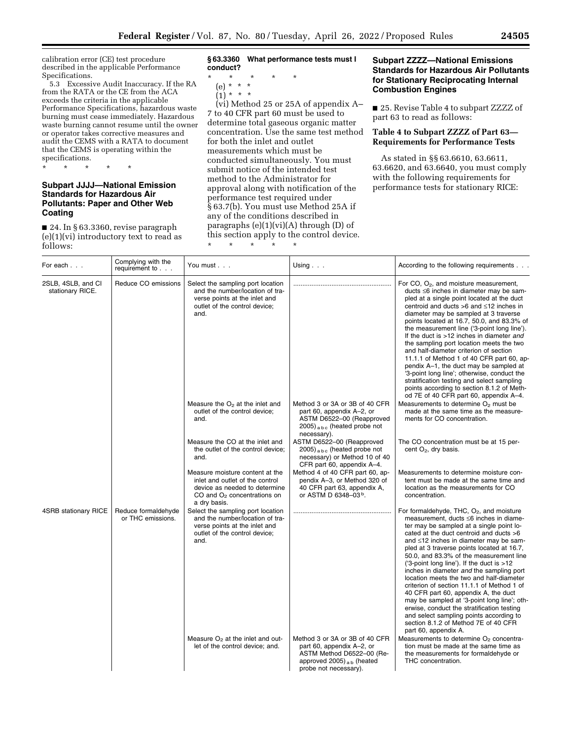calibration error (CE) test procedure described in the applicable Performance Specifications.

5.3 Excessive Audit Inaccuracy. If the RA from the RATA or the CE from the ACA exceeds the criteria in the applicable Performance Specifications, hazardous waste burning must cease immediately. Hazardous waste burning cannot resume until the owner or operator takes corrective measures and audit the CEMS with a RATA to document that the CEMS is operating within the specifications.

\* \* \* \* \*

## Subpart JJJJ—National Emission Standards for Hazardous Air Pollutants: Paper and Other Web Coating

■ 24. In § 63.3360, revise paragraph (e)(1)(vi) introductory text to read as follows:

### § 63.3360 What performance tests must I conduct?

\* \* \* \* \*

(e) \* \* \*

(1) \* \* \*

(vi) Method 25 or 25A of appendix A–7 to 40 CFR part 60 must be used to determine total gaseous organic matter concentration. Use the same test method for both the inlet and outlet measurements which must be conducted simultaneously. You must submit notice of the intended test method to the Administrator for approval along with notification of the performance test required under § 63.7(b). You must use Method 25A if any of the conditions described in paragraphs (e)(1)(vi)(A) through (D) of this section apply to the control device.

\* \* \* \* \*

## Subpart ZZZZ—National Emissions Standards for Hazardous Air Pollutants for Stationary Reciprocating Internal Combustion Engines

■ 25. Revise Table 4 to subpart ZZZZ of part 63 to read as follows:

### Table 4 to Subpart ZZZZ of Part 63—Requirements for Performance Tests

As stated in §§ 63.6610, 63.6611, 63.6620, and 63.6640, you must comply with the following requirements for performance tests for stationary RICE:

| For each . . . | Complying with the requirement to . . . | You must . . . | Using . . . | According to the following requirements . . . |
|---|---|---|---|---|
| 2SLB, 4SLB, and CI stationary RICE. | Reduce CO emissions | Select the sampling port location and the number/location of traverse points at the inlet and outlet of the control device; and. | ..................................................... | For CO, $O_2$, and moisture measurement, ducts ≤6 inches in diameter may be sampled at a single point located at the duct centroid and ducts >6 and ≤12 inches in diameter may be sampled at 3 traverse points located at 16.7, 50.0, and 83.3% of the measurement line ('3-point long line'). If the duct is >12 inches in diameter *and* the sampling port location meets the two and half-diameter criterion of section 11.1.1 of Method 1 of 40 CFR part 60, appendix A–1, the duct may be sampled at '3-point long line'; otherwise, conduct the stratification testing and select sampling points according to section 8.1.2 of Method 7E of 40 CFR part 60, appendix A–4. |
| | | Measure the $O_2$ at the inlet and outlet of the control device; and. | Method 3 or 3A or 3B of 40 CFR part 60, appendix A–2, or ASTM D6522–00 (Reapproved 2005) [a b c] (heated probe not necessary). | Measurements to determine $O_2$ must be made at the same time as the measurements for CO concentration. |
| | | Measure the CO at the inlet and the outlet of the control device; and. | ASTM D6522–00 (Reapproved 2005) [a b c] (heated probe not necessary) or Method 10 of 40 CFR part 60, appendix A–4. | The CO concentration must be at 15 percent $O_2$, dry basis. |
| | | Measure moisture content at the inlet and outlet of the control device as needed to determine CO and $O_2$ concentrations on a dry basis. | Method 4 of 40 CFR part 60, appendix A–3, or Method 320 of 40 CFR part 63, appendix A, or ASTM D 6348–03 [b]. | Measurements to determine moisture content must be made at the same time and location as the measurements for CO concentration. |
| 4SRB stationary RICE | Reduce formaldehyde or THC emissions. | Select the sampling port location and the number/location of traverse points at the inlet and outlet of the control device; and. | ..................................................... | For formaldehyde, THC, $O_2$, and moisture measurement, ducts ≤6 inches in diameter may be sampled at a single point located at the duct centroid and ducts >6 and ≤12 inches in diameter may be sampled at 3 traverse points located at 16.7, 50.0, and 83.3% of the measurement line ('3-point long line'). If the duct is >12 inches in diameter *and* the sampling port location meets the two and half-diameter criterion of section 11.1.1 of Method 1 of 40 CFR part 60, appendix A, the duct may be sampled at '3-point long line'; otherwise, conduct the stratification testing and select sampling points according to section 8.1.2 of Method 7E of 40 CFR part 60, appendix A. |
| | | Measure $O_2$ at the inlet and outlet of the control device; and. | Method 3 or 3A or 3B of 40 CFR part 60, appendix A–2, or ASTM Method D6522–00 (Reapproved 2005) [a b] (heated probe not necessary). | Measurements to determine $O_2$ concentration must be made at the same time as the measurements for formaldehyde or THC concentration. |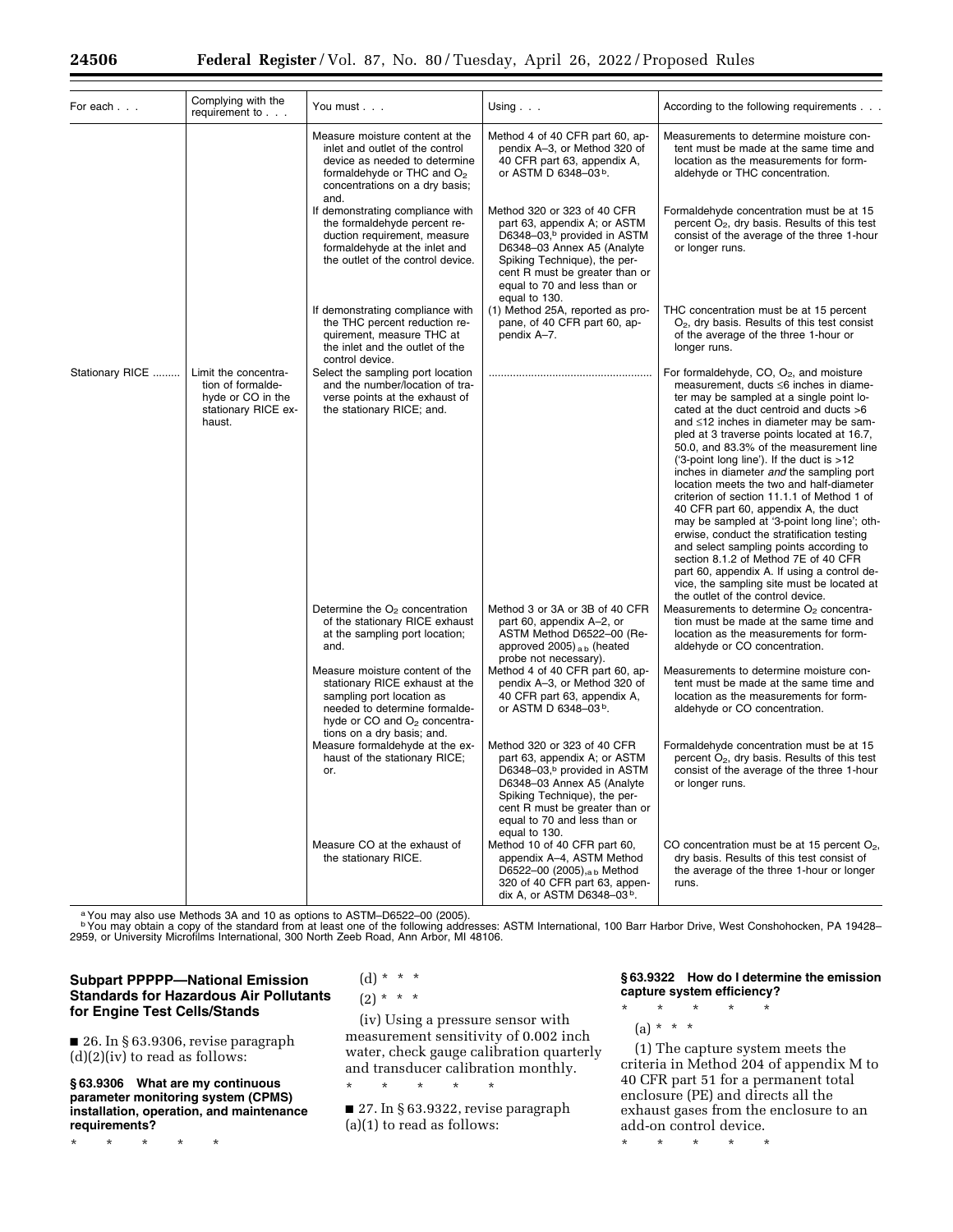| For each . . . | Complying with the requirement to . . . | You must . . . | Using . . . | According to the following requirements . . . |
|---|---|---|---|---|
| | | Measure moisture content at the inlet and outlet of the control device as needed to determine formaldehyde or THC and $O_2$ concentrations on a dry basis; and. | Method 4 of 40 CFR part 60, appendix A–3, or Method 320 of 40 CFR part 63, appendix A, or ASTM D 6348–03[b]. | Measurements to determine moisture content must be made at the same time and location as the measurements for formaldehyde or THC concentration. |
| | | If demonstrating compliance with the formaldehyde percent reduction requirement, measure formaldehyde at the inlet and the outlet of the control device. | Method 320 or 323 of 40 CFR part 63, appendix A; or ASTM D6348–03,[b] provided in ASTM D6348–03 Annex A5 (Analyte Spiking Technique), the percent R must be greater than or equal to 70 and less than or equal to 130. | Formaldehyde concentration must be at 15 percent $O_2$, dry basis. Results of this test consist of the average of the three 1-hour or longer runs. |
| | | If demonstrating compliance with the THC percent reduction requirement, measure THC at the inlet and the outlet of the control device. | (1) Method 25A, reported as propane, of 40 CFR part 60, appendix A–7. | THC concentration must be at 15 percent $O_2$, dry basis. Results of this test consist of the average of the three 1-hour or longer runs. |
| Stationary RICE | Limit the concentration of formaldehyde or CO in the stationary RICE exhaust. | Select the sampling port location and the number/location of traverse points at the exhaust of the stationary RICE; and. | | For formaldehyde, CO, $O_2$, and moisture measurement, ducts ≤6 inches in diameter may be sampled at a single point located at the duct centroid and ducts >6 and ≤12 inches in diameter may be sampled at 3 traverse points located at 16.7, 50.0, and 83.3% of the measurement line ('3-point long line'). If the duct is >12 inches in diameter *and* the sampling port location meets the two and half-diameter criterion of section 11.1.1 of Method 1 of 40 CFR part 60, appendix A, the duct may be sampled at '3-point long line'; otherwise, conduct the stratification testing and select sampling points according to section 8.1.2 of Method 7E of 40 CFR part 60, appendix A. If using a control device, the sampling site must be located at the outlet of the control device. |
| | | Determine the $O_2$ concentration of the stationary RICE exhaust at the sampling port location; and. | Method 3 or 3A or 3B of 40 CFR part 60, appendix A–2, or ASTM Method D6522–00 (Reapproved 2005) [a b] (heated probe not necessary). | Measurements to determine $O_2$ concentration must be made at the same time and location as the measurements for formaldehyde or CO concentration. |
| | | Measure moisture content of the stationary RICE exhaust at the sampling port location as needed to determine formaldehyde or CO and $O_2$ concentrations on a dry basis; and. | Method 4 of 40 CFR part 60, appendix A–3, or Method 320 of 40 CFR part 63, appendix A, or ASTM D 6348–03[b]. | Measurements to determine moisture content must be made at the same time and location as the measurements for formaldehyde or CO concentration. |
| | | Measure formaldehyde at the exhaust of the stationary RICE; or. | Method 320 or 323 of 40 CFR part 63, appendix A; or ASTM D6348–03,[b] provided in ASTM D6348–03 Annex A5 (Analyte Spiking Technique), the percent R must be greater than or equal to 70 and less than or equal to 130. | Formaldehyde concentration must be at 15 percent $O_2$, dry basis. Results of this test consist of the average of the three 1-hour or longer runs. |
| | | Measure CO at the exhaust of the stationary RICE. | Method 10 of 40 CFR part 60, appendix A–4, ASTM Method D6522–00 (2005),[a b] Method 320 of 40 CFR part 63, appendix A, or ASTM D6348–03[b]. | CO concentration must be at 15 percent $O_2$, dry basis. Results of this test consist of the average of the three 1-hour or longer runs. |

[a] You may also use Methods 3A and 10 as options to ASTM–D6522–00 (2005).

[b] You may obtain a copy of the standard from at least one of the following addresses: ASTM International, 100 Barr Harbor Drive, West Conshohocken, PA 19428–2959, or University Microfilms International, 300 North Zeeb Road, Ann Arbor, MI 48106.

## Subpart PPPPP—National Emission Standards for Hazardous Air Pollutants for Engine Test Cells/Stands

■ 26. In § 63.9306, revise paragraph (d)(2)(iv) to read as follows:

**§ 63.9306 What are my continuous parameter monitoring system (CPMS) installation, operation, and maintenance requirements?**

\* \* \* \* \*

(d) \* \* \*

(2) \* \* \*

(iv) Using a pressure sensor with measurement sensitivity of 0.002 inch water, check gauge calibration quarterly and transducer calibration monthly.

\* \* \* \* \*

■ 27. In § 63.9322, revise paragraph (a)(1) to read as follows:

**§ 63.9322 How do I determine the emission capture system efficiency?**

\* \* \* \* \*

(a) \* \* \*

(1) The capture system meets the criteria in Method 204 of appendix M to 40 CFR part 51 for a permanent total enclosure (PE) and directs all the exhaust gases from the enclosure to an add-on control device.

\* \* \* \* \*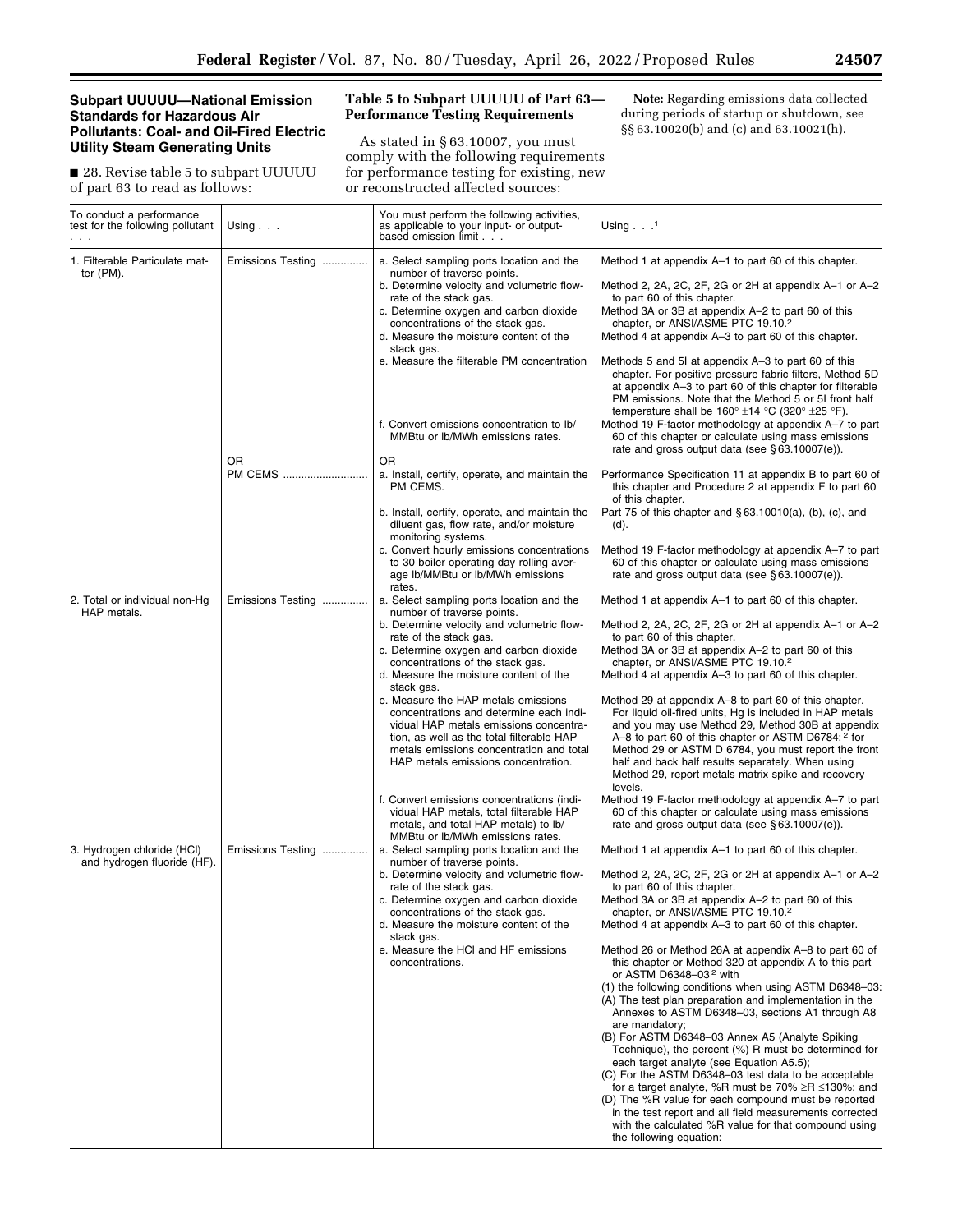**Subpart UUUUU—National Emission Standards for Hazardous Air Pollutants: Coal- and Oil-Fired Electric Utility Steam Generating Units**

■ 28. Revise table 5 to subpart UUUUU of part 63 to read as follows:

**Table 5 to Subpart UUUUU of Part 63—Performance Testing Requirements**

As stated in § 63.10007, you must comply with the following requirements for performance testing for existing, new or reconstructed affected sources:

| To conduct a performance test for the following pollutant . . . | Using . . . | You must perform the following activities, as applicable to your input- or output-based emission limit . . . | Using . . .[1] |
|---|---|---|---|
| 1. Filterable Particulate matter (PM). | Emissions Testing | a. Select sampling ports location and the number of traverse points. | Method 1 at appendix A–1 to part 60 of this chapter. |
| | | b. Determine velocity and volumetric flow-rate of the stack gas. | Method 2, 2A, 2C, 2F, 2G or 2H at appendix A–1 or A–2 to part 60 of this chapter. |
| | | c. Determine oxygen and carbon dioxide concentrations of the stack gas. | Method 3A or 3B at appendix A–2 to part 60 of this chapter, or ANSI/ASME PTC 19.10.[2] |
| | | d. Measure the moisture content of the stack gas. | Method 4 at appendix A–3 to part 60 of this chapter. |
| | | e. Measure the filterable PM concentration | Methods 5 and 5I at appendix A–3 to part 60 of this chapter. For positive pressure fabric filters, Method 5D at appendix A–3 to part 60 of this chapter for filterable PM emissions. Note that the Method 5 or 5I front half temperature shall be 160° ±14 °C (320° ±25 °F). |
| | | f. Convert emissions concentration to lb/MMBtu or lb/MWh emissions rates. | Method 19 F-factor methodology at appendix A–7 to part 60 of this chapter or calculate using mass emissions rate and gross output data (see § 63.10007(e)). |
| | OR | OR | |
| | PM CEMS | a. Install, certify, operate, and maintain the PM CEMS. | Performance Specification 11 at appendix B to part 60 of this chapter and Procedure 2 at appendix F to part 60 of this chapter. |
| | | b. Install, certify, operate, and maintain the diluent gas, flow rate, and/or moisture monitoring systems. | Part 75 of this chapter and § 63.10010(a), (b), (c), and (d). |
| | | c. Convert hourly emissions concentrations to 30 boiler operating day rolling average lb/MMBtu or lb/MWh emissions rates. | Method 19 F-factor methodology at appendix A–7 to part 60 of this chapter or calculate using mass emissions rate and gross output data (see § 63.10007(e)). |
| 2. Total or individual non-Hg HAP metals. | Emissions Testing | a. Select sampling ports location and the number of traverse points. | Method 1 at appendix A–1 to part 60 of this chapter. |
| | | b. Determine velocity and volumetric flow-rate of the stack gas. | Method 2, 2A, 2C, 2F, 2G or 2H at appendix A–1 or A–2 to part 60 of this chapter. |
| | | c. Determine oxygen and carbon dioxide concentrations of the stack gas. | Method 3A or 3B at appendix A–2 to part 60 of this chapter, or ANSI/ASME PTC 19.10.[2] |
| | | d. Measure the moisture content of the stack gas. | Method 4 at appendix A–3 to part 60 of this chapter. |
| | | e. Measure the HAP metals emissions concentrations and determine each individual HAP metals emissions concentration, as well as the total filterable HAP metals emissions concentration and total HAP metals emissions concentration. | Method 29 at appendix A–8 to part 60 of this chapter. For liquid oil-fired units, Hg is included in HAP metals and you may use Method 29, Method 30B at appendix A–8 to part 60 of this chapter or ASTM D6784;[2] for Method 29 or ASTM D 6784, you must report the front half and back half results separately. When using Method 29, report metals matrix spike and recovery levels. |
| | | f. Convert emissions concentrations (individual HAP metals, total filterable HAP metals, and total HAP metals) to lb/MMBtu or lb/MWh emissions rates. | Method 19 F-factor methodology at appendix A–7 to part 60 of this chapter or calculate using mass emissions rate and gross output data (see § 63.10007(e)). |
| 3. Hydrogen chloride (HCl) and hydrogen fluoride (HF). | Emissions Testing | a. Select sampling ports location and the number of traverse points. | Method 1 at appendix A–1 to part 60 of this chapter. |
| | | b. Determine velocity and volumetric flow-rate of the stack gas. | Method 2, 2A, 2C, 2F, 2G or 2H at appendix A–1 or A–2 to part 60 of this chapter. |
| | | c. Determine oxygen and carbon dioxide concentrations of the stack gas. | Method 3A or 3B at appendix A–2 to part 60 of this chapter, or ANSI/ASME PTC 19.10.[2] |
| | | d. Measure the moisture content of the stack gas. | Method 4 at appendix A–3 to part 60 of this chapter. |
| | | e. Measure the HCl and HF emissions concentrations. | Method 26 or Method 26A at appendix A–8 to part 60 of this chapter or Method 320 at appendix A to this part or ASTM D6348–03[2] with<br>(1) the following conditions when using ASTM D6348–03:<br>(A) The test plan preparation and implementation in the Annexes to ASTM D6348–03, sections A1 through A8 are mandatory;<br>(B) For ASTM D6348–03 Annex A5 (Analyte Spiking Technique), the percent (%) R must be determined for each target analyte (see Equation A5.5);<br>(C) For the ASTM D6348–03 test data to be acceptable for a target analyte, %R must be 70% ≥R ≤130%; and<br>(D) The %R value for each compound must be reported in the test report and all field measurements corrected with the calculated %R value for that compound using the following equation: |

**Note:** Regarding emissions data collected during periods of startup or shutdown, see §§ 63.10020(b) and (c) and 63.10021(h).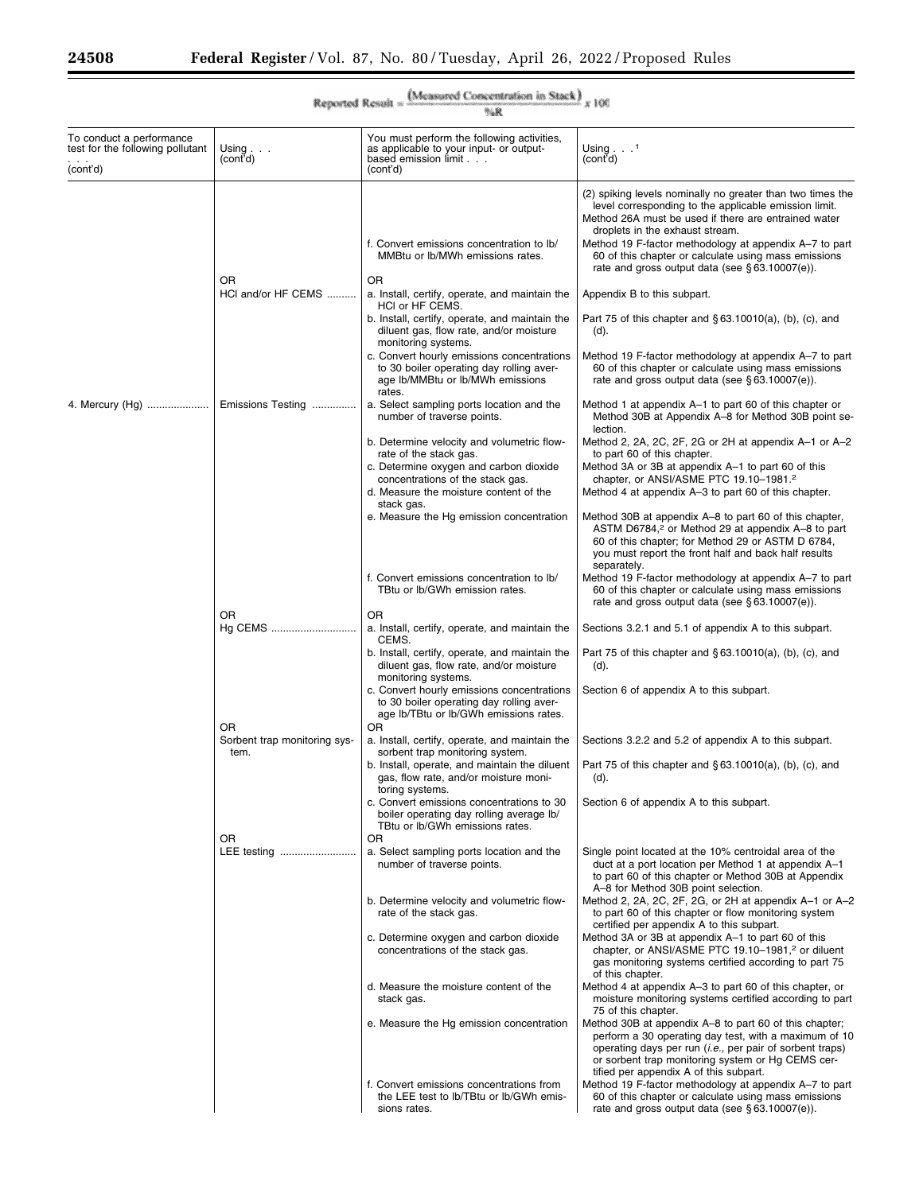$$\text{Reported Result} = \frac{(\text{Measured Concentration in Stack})}{\%R} \times 100$$

| To conduct a performance test for the following pollutant . . . (cont'd) | Using . . . (cont'd) | You must perform the following activities, as applicable to your input- or output-based emission limit . . . (cont'd) | Using . . .[1] (cont'd) |
|---|---|---|---|
| | | | (2) spiking levels nominally no greater than two times the level corresponding to the applicable emission limit. Method 26A must be used if there are entrained water droplets in the exhaust stream. |
| | | f. Convert emissions concentration to lb/MMBtu or lb/MWh emissions rates. | Method 19 F-factor methodology at appendix A–7 to part 60 of this chapter or calculate using mass emissions rate and gross output data (see § 63.10007(e)). |
| | OR HCl and/or HF CEMS | OR a. Install, certify, operate, and maintain the HCl or HF CEMS. | Appendix B to this subpart. |
| | | b. Install, certify, operate, and maintain the diluent gas, flow rate, and/or moisture monitoring systems. | Part 75 of this chapter and § 63.10010(a), (b), (c), and (d). |
| | | c. Convert hourly emissions concentrations to 30 boiler operating day rolling average lb/MMBtu or lb/MWh emissions rates. | Method 19 F-factor methodology at appendix A–7 to part 60 of this chapter or calculate using mass emissions rate and gross output data (see § 63.10007(e)). |
| 4. Mercury (Hg) | Emissions Testing | a. Select sampling ports location and the number of traverse points. | Method 1 at appendix A–1 to part 60 of this chapter or Method 30B at Appendix A–8 for Method 30B point selection. |
| | | b. Determine velocity and volumetric flow-rate of the stack gas. | Method 2, 2A, 2C, 2F, 2G or 2H at appendix A–1 or A–2 to part 60 of this chapter. |
| | | c. Determine oxygen and carbon dioxide concentrations of the stack gas. | Method 3A or 3B at appendix A–1 to part 60 of this chapter, or ANSI/ASME PTC 19.10–1981.[2] |
| | | d. Measure the moisture content of the stack gas. | Method 4 at appendix A–3 to part 60 of this chapter. |
| | | e. Measure the Hg emission concentration | Method 30B at appendix A–8 to part 60 of this chapter, ASTM D6784,[2] or Method 29 at appendix A–8 to part 60 of this chapter; for Method 29 or ASTM D 6784, you must report the front half and back half results separately. |
| | | f. Convert emissions concentration to lb/TBtu or lb/GWh emission rates. | Method 19 F-factor methodology at appendix A–7 to part 60 of this chapter or calculate using mass emissions rate and gross output data (see § 63.10007(e)). |
| | OR Hg CEMS | OR a. Install, certify, operate, and maintain the CEMS. | Sections 3.2.1 and 5.1 of appendix A to this subpart. |
| | | b. Install, certify, operate, and maintain the diluent gas, flow rate, and/or moisture monitoring systems. | Part 75 of this chapter and § 63.10010(a), (b), (c), and (d). |
| | | c. Convert hourly emissions concentrations to 30 boiler operating day rolling average lb/TBtu or lb/GWh emissions rates. | Section 6 of appendix A to this subpart. |
| | OR Sorbent trap monitoring system. | OR a. Install, certify, operate, and maintain the sorbent trap monitoring system. | Sections 3.2.2 and 5.2 of appendix A to this subpart. |
| | | b. Install, operate, and maintain the diluent gas, flow rate, and/or moisture monitoring systems. | Part 75 of this chapter and § 63.10010(a), (b), (c), and (d). |
| | | c. Convert emissions concentrations to 30 boiler operating day rolling average lb/TBtu or lb/GWh emissions rates. | Section 6 of appendix A to this subpart. |
| | OR LEE testing | OR a. Select sampling ports location and the number of traverse points. | Single point located at the 10% centroidal area of the duct at a port location per Method 1 at appendix A–1 to part 60 of this chapter or Method 30B at Appendix A–8 for Method 30B point selection. |
| | | b. Determine velocity and volumetric flow-rate of the stack gas. | Method 2, 2A, 2C, 2F, 2G, or 2H at appendix A–1 or A–2 to part 60 of this chapter or flow monitoring system certified per appendix A to this subpart. |
| | | c. Determine oxygen and carbon dioxide concentrations of the stack gas. | Method 3A or 3B at appendix A–1 to part 60 of this chapter, or ANSI/ASME PTC 19.10–1981,[2] or diluent gas monitoring systems certified according to part 75 of this chapter. |
| | | d. Measure the moisture content of the stack gas. | Method 4 at appendix A–3 to part 60 of this chapter, or moisture monitoring systems certified according to part 75 of this chapter. |
| | | e. Measure the Hg emission concentration | Method 30B at appendix A–8 to part 60 of this chapter; perform a 30 operating day test, with a maximum of 10 operating days per run (*i.e.,* per pair of sorbent traps) or sorbent trap monitoring system or Hg CEMS certified per appendix A of this subpart. |
| | | f. Convert emissions concentrations from the LEE test to lb/TBtu or lb/GWh emissions rates. | Method 19 F-factor methodology at appendix A–7 to part 60 of this chapter or calculate using mass emissions rate and gross output data (see § 63.10007(e)). |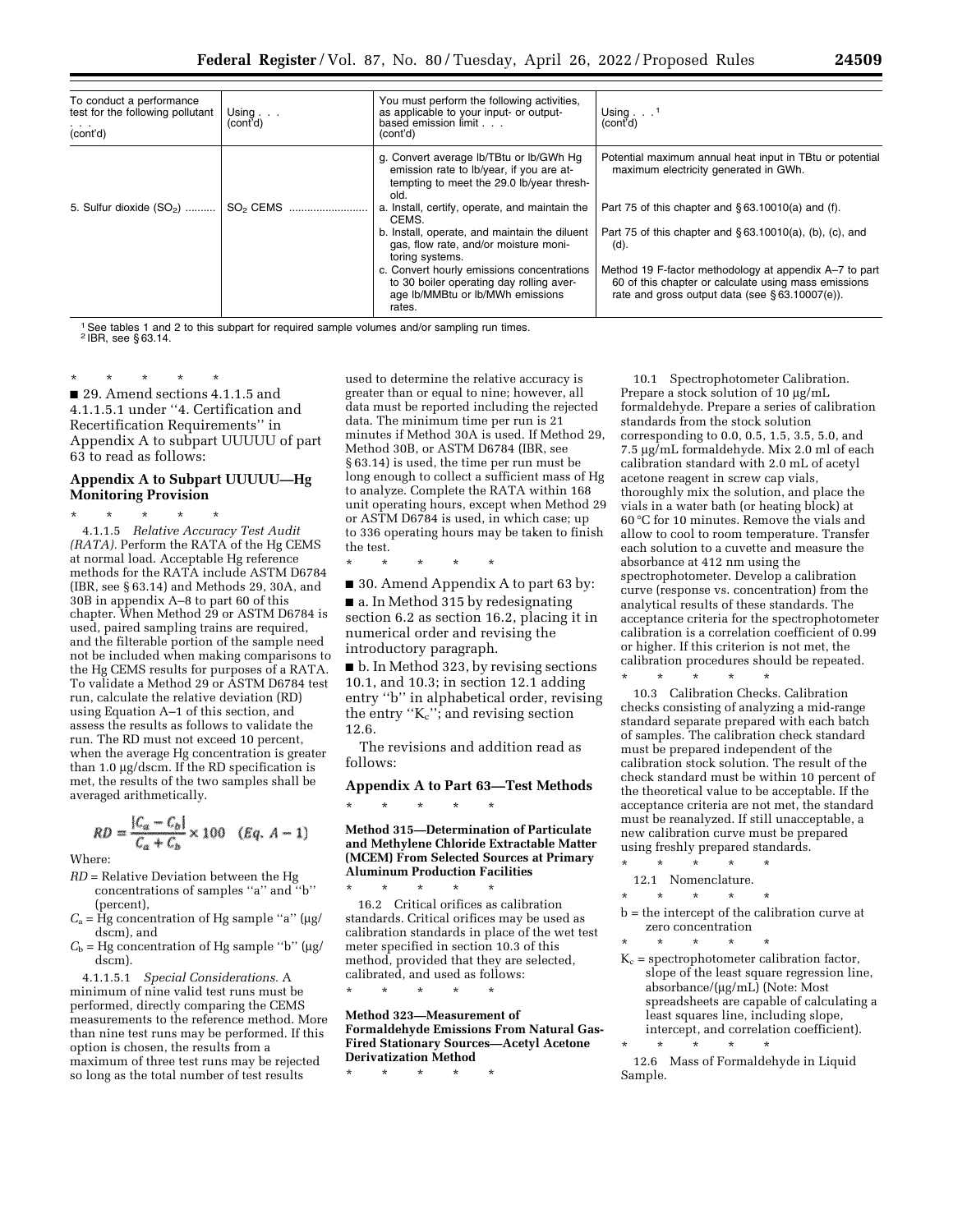| To conduct a performance test for the following pollutant . . . (cont'd) | Using . . . (cont'd) | You must perform the following activities, as applicable to your input- or output-based emission limit . . . (cont'd) | Using . . .[1] (cont'd) |
|---|---|---|---|
| | | g. Convert average lb/TBtu or lb/GWh Hg emission rate to lb/year, if you are attempting to meet the 29.0 lb/year threshold. | Potential maximum annual heat input in TBtu or potential maximum electricity generated in GWh. |
| 5. Sulfur dioxide ($SO_2$) | $SO_2$ CEMS | a. Install, certify, operate, and maintain the CEMS. | Part 75 of this chapter and § 63.10010(a) and (f). |
| | | b. Install, operate, and maintain the diluent gas, flow rate, and/or moisture monitoring systems. | Part 75 of this chapter and § 63.10010(a), (b), (c), and (d). |
| | | c. Convert hourly emissions concentrations to 30 boiler operating day rolling average lb/MMBtu or lb/MWh emissions rates. | Method 19 F-factor methodology at appendix A–7 to part 60 of this chapter or calculate using mass emissions rate and gross output data (see § 63.10007(e)). |

[1] See tables 1 and 2 to this subpart for required sample volumes and/or sampling run times.
[2] IBR, see § 63.14.

\* \* \* \* \*

■ 29. Amend sections 4.1.1.5 and 4.1.1.5.1 under "4. Certification and Recertification Requirements" in Appendix A to subpart UUUUU of part 63 to read as follows:

## Appendix A to Subpart UUUUU—Hg Monitoring Provision

\* \* \* \* \*

4.1.1.5 *Relative Accuracy Test Audit (RATA).* Perform the RATA of the Hg CEMS at normal load. Acceptable Hg reference methods for the RATA include ASTM D6784 (IBR, see § 63.14) and Methods 29, 30A, and 30B in appendix A–8 to part 60 of this chapter. When Method 29 or ASTM D6784 is used, paired sampling trains are required, and the filterable portion of the sample need not be included when making comparisons to the Hg CEMS results for purposes of a RATA. To validate a Method 29 or ASTM D6784 test run, calculate the relative deviation (RD) using Equation A–1 of this section, and assess the results as follows to validate the run. The RD must not exceed 10 percent, when the average Hg concentration is greater than 1.0 µg/dscm. If the RD specification is met, the results of the two samples shall be averaged arithmetically.

$$RD = \frac{|C_a - C_b|}{C_a + C_b} \times 100 \quad (Eq.\ A-1)$$

Where:

*RD* = Relative Deviation between the Hg concentrations of samples "a" and "b" (percent),

$C_a$ = Hg concentration of Hg sample "a" (µg/dscm), and

$C_b$ = Hg concentration of Hg sample "b" (µg/dscm).

4.1.1.5.1 *Special Considerations.* A minimum of nine valid test runs must be performed, directly comparing the CEMS measurements to the reference method. More than nine test runs may be performed. If this option is chosen, the results from a maximum of three test runs may be rejected so long as the total number of test results used to determine the relative accuracy is greater than or equal to nine; however, all data must be reported including the rejected data. The minimum time per run is 21 minutes if Method 30A is used. If Method 29, Method 30B, or ASTM D6784 (IBR, see § 63.14) is used, the time per run must be long enough to collect a sufficient mass of Hg to analyze. Complete the RATA within 168 unit operating hours, except when Method 29 or ASTM D6784 is used, in which case; up to 336 operating hours may be taken to finish the test.

\* \* \* \* \*

■ 30. Amend Appendix A to part 63 by:

■ a. In Method 315 by redesignating section 6.2 as section 16.2, placing it in numerical order and revising the introductory paragraph.

■ b. In Method 323, by revising sections 10.1, and 10.3; in section 12.1 adding entry "b" in alphabetical order, revising the entry "$K_c$"; and revising section 12.6.

The revisions and addition read as follows:

## Appendix A to Part 63—Test Methods

\* \* \* \* \*

### Method 315—Determination of Particulate and Methylene Chloride Extractable Matter (MCEM) From Selected Sources at Primary Aluminum Production Facilities

\* \* \* \* \*

16.2 Critical orifices as calibration standards. Critical orifices may be used as calibration standards in place of the wet test meter specified in section 10.3 of this method, provided that they are selected, calibrated, and used as follows:

\* \* \* \* \*

### Method 323—Measurement of Formaldehyde Emissions From Natural Gas-Fired Stationary Sources—Acetyl Acetone Derivatization Method

\* \* \* \* \*

10.1 Spectrophotometer Calibration. Prepare a stock solution of 10 µg/mL formaldehyde. Prepare a series of calibration standards from the stock solution corresponding to 0.0, 0.5, 1.5, 3.5, 5.0, and 7.5 µg/mL formaldehyde. Mix 2.0 ml of each calibration standard with 2.0 mL of acetyl acetone reagent in screw cap vials, thoroughly mix the solution, and place the vials in a water bath (or heating block) at 60 °C for 10 minutes. Remove the vials and allow to cool to room temperature. Transfer each solution to a cuvette and measure the absorbance at 412 nm using the spectrophotometer. Develop a calibration curve (response vs. concentration) from the analytical results of these standards. The acceptance criteria for the spectrophotometer calibration is a correlation coefficient of 0.99 or higher. If this criterion is not met, the calibration procedures should be repeated.

\* \* \* \* \*

10.3 Calibration Checks. Calibration checks consisting of analyzing a mid-range standard separate prepared with each batch of samples. The calibration check standard must be prepared independent of the calibration stock solution. The result of the check standard must be within 10 percent of the theoretical value to be acceptable. If the acceptance criteria are not met, the standard must be reanalyzed. If still unacceptable, a new calibration curve must be prepared using freshly prepared standards.

\* \* \* \* \*

12.1 Nomenclature.

\* \* \* \* \*

b = the intercept of the calibration curve at zero concentration

\* \* \* \* \*

$K_c$ = spectrophotometer calibration factor, slope of the least square regression line, absorbance/(µg/mL) (Note: Most spreadsheets are capable of calculating a least squares line, including slope, intercept, and correlation coefficient).

\* \* \* \* \*

12.6 Mass of Formaldehyde in Liquid Sample.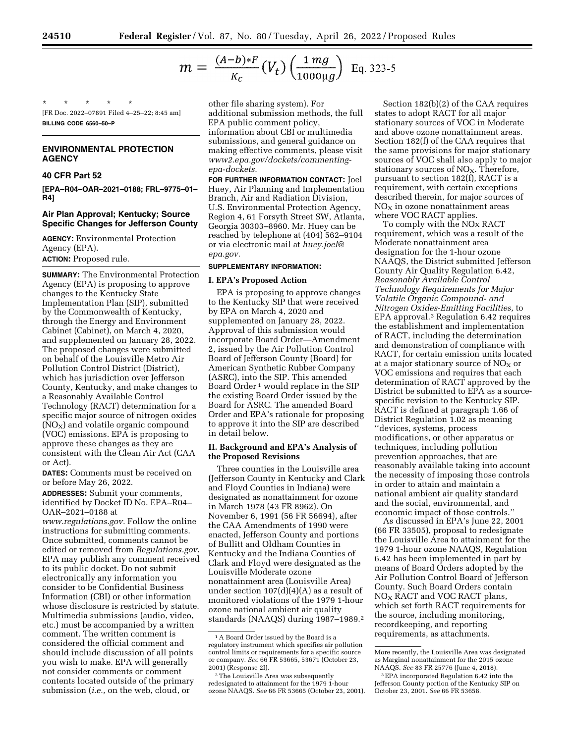$$m = \frac{(A-b)*F}{K_c}(V_t)\left(\frac{1\ mg}{1000\mu g}\right) \quad \text{Eq. 323-5}$$

\* \* \* \* \*

[FR Doc. 2022–07891 Filed 4–25–22; 8:45 am]

**BILLING CODE 6560–50–P**

## ENVIRONMENTAL PROTECTION AGENCY

### 40 CFR Part 52

**[EPA–R04–OAR–2021–0188; FRL–9775–01–R4]**

### Air Plan Approval; Kentucky; Source Specific Changes for Jefferson County

**AGENCY:** Environmental Protection Agency (EPA).

**ACTION:** Proposed rule.

**SUMMARY:** The Environmental Protection Agency (EPA) is proposing to approve changes to the Kentucky State Implementation Plan (SIP), submitted by the Commonwealth of Kentucky, through the Energy and Environment Cabinet (Cabinet), on March 4, 2020, and supplemented on January 28, 2022. The proposed changes were submitted on behalf of the Louisville Metro Air Pollution Control District (District), which has jurisdiction over Jefferson County, Kentucky, and make changes to a Reasonably Available Control Technology (RACT) determination for a specific major source of nitrogen oxides ($NO_X$) and volatile organic compound (VOC) emissions. EPA is proposing to approve these changes as they are consistent with the Clean Air Act (CAA or Act).

**DATES:** Comments must be received on or before May 26, 2022.

**ADDRESSES:** Submit your comments, identified by Docket ID No. EPA–R04–OAR–2021–0188 at *www.regulations.gov.* Follow the online instructions for submitting comments. Once submitted, comments cannot be edited or removed from *Regulations.gov.* EPA may publish any comment received to its public docket. Do not submit electronically any information you consider to be Confidential Business Information (CBI) or other information whose disclosure is restricted by statute. Multimedia submissions (audio, video, etc.) must be accompanied by a written comment. The written comment is considered the official comment and should include discussion of all points you wish to make. EPA will generally not consider comments or comment contents located outside of the primary submission (*i.e.,* on the web, cloud, or other file sharing system). For additional submission methods, the full EPA public comment policy, information about CBI or multimedia submissions, and general guidance on making effective comments, please visit *www2.epa.gov/dockets/commenting-epa-dockets.*

**FOR FURTHER INFORMATION CONTACT:** Joel Huey, Air Planning and Implementation Branch, Air and Radiation Division, U.S. Environmental Protection Agency, Region 4, 61 Forsyth Street SW, Atlanta, Georgia 30303–8960. Mr. Huey can be reached by telephone at (404) 562–9104 or via electronic mail at *huey.joel@epa.gov.*

**SUPPLEMENTARY INFORMATION:**

### I. EPA's Proposed Action

EPA is proposing to approve changes to the Kentucky SIP that were received by EPA on March 4, 2020 and supplemented on January 28, 2022. Approval of this submission would incorporate Board Order—Amendment 2, issued by the Air Pollution Control Board of Jefferson County (Board) for American Synthetic Rubber Company (ASRC), into the SIP. This amended Board Order [1] would replace in the SIP the existing Board Order issued by the Board for ASRC. The amended Board Order and EPA's rationale for proposing to approve it into the SIP are described in detail below.

### II. Background and EPA's Analysis of the Proposed Revisions

Three counties in the Louisville area (Jefferson County in Kentucky and Clark and Floyd Counties in Indiana) were designated as nonattainment for ozone in March 1978 (43 FR 8962). On November 6, 1991 (56 FR 56694), after the CAA Amendments of 1990 were enacted, Jefferson County and portions of Bullitt and Oldham Counties in Kentucky and the Indiana Counties of Clark and Floyd were designated as the Louisville Moderate ozone nonattainment area (Louisville Area) under section 107(d)(4)(A) as a result of monitored violations of the 1979 1-hour ozone national ambient air quality standards (NAAQS) during 1987–1989.[2]

Section 182(b)(2) of the CAA requires states to adopt RACT for all major stationary sources of VOC in Moderate and above ozone nonattainment areas. Section 182(f) of the CAA requires that the same provisions for major stationary sources of VOC shall also apply to major stationary sources of $NO_X$. Therefore, pursuant to section 182(f), RACT is a requirement, with certain exceptions described therein, for major sources of $NO_X$ in ozone nonattainment areas where VOC RACT applies.

To comply with the NOx RACT requirement, which was a result of the Moderate nonattainment area designation for the 1-hour ozone NAAQS, the District submitted Jefferson County Air Quality Regulation 6.42, *Reasonably Available Control Technology Requirements for Major Volatile Organic Compound- and Nitrogen Oxides-Emitting Facilities,* to EPA approval.[3] Regulation 6.42 requires the establishment and implementation of RACT, including the determination and demonstration of compliance with RACT, for certain emission units located at a major stationary source of $NO_X$ or VOC emissions and requires that each determination of RACT approved by the District be submitted to EPA as a source-specific revision to the Kentucky SIP. RACT is defined at paragraph 1.66 of District Regulation 1.02 as meaning ''devices, systems, process modifications, or other apparatus or techniques, including pollution prevention approaches, that are reasonably available taking into account the necessity of imposing those controls in order to attain and maintain a national ambient air quality standard and the social, environmental, and economic impact of those controls.''

As discussed in EPA's June 22, 2001 (66 FR 33505), proposal to redesignate the Louisville Area to attainment for the 1979 1-hour ozone NAAQS, Regulation 6.42 has been implemented in part by means of Board Orders adopted by the Air Pollution Control Board of Jefferson County. Such Board Orders contain $NO_X$ RACT and VOC RACT plans, which set forth RACT requirements for the source, including monitoring, recordkeeping, and reporting requirements, as attachments.

---

[1] A Board Order issued by the Board is a regulatory instrument which specifies air pollution control limits or requirements for a specific source or company. *See* 66 FR 53665, 53671 (October 23, 2001) (Response 2I).

[2] The Louisville Area was subsequently redesignated to attainment for the 1979 1-hour ozone NAAQS. *See* 66 FR 53665 (October 23, 2001). More recently, the Louisville Area was designated as Marginal nonattainment for the 2015 ozone NAAQS. *See* 83 FR 25776 (June 4, 2018).

[3] EPA incorporated Regulation 6.42 into the Jefferson County portion of the Kentucky SIP on October 23, 2001. *See* 66 FR 53658.